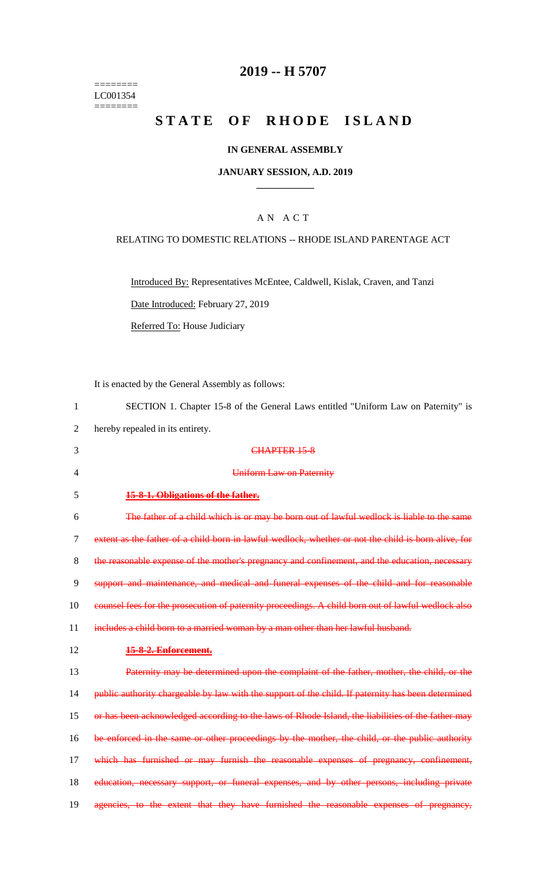# 2019 -- H 5707

========
LC001354
========

# STATE OF RHODE ISLAND

## IN GENERAL ASSEMBLY

### JANUARY SESSION, A.D. 2019

____________

A N A C T

RELATING TO DOMESTIC RELATIONS -- RHODE ISLAND PARENTAGE ACT

Introduced By: Representatives McEntee, Caldwell, Kislak, Craven, and Tanzi

Date Introduced: February 27, 2019

Referred To: House Judiciary

It is enacted by the General Assembly as follows:

1 SECTION 1. Chapter 15-8 of the General Laws entitled "Uniform Law on Paternity" is
2 hereby repealed in its entirety.

3 ~~CHAPTER 15-8~~

4 ~~Uniform Law on Paternity~~

5 ~~**15-8-1. Obligations of the father.**~~

6 ~~The father of a child which is or may be born out of lawful wedlock is liable to the same~~
7 ~~extent as the father of a child born in lawful wedlock, whether or not the child is born alive, for~~
8 ~~the reasonable expense of the mother's pregnancy and confinement, and the education, necessary~~
9 ~~support and maintenance, and medical and funeral expenses of the child and for reasonable~~
10 ~~counsel fees for the prosecution of paternity proceedings. A child born out of lawful wedlock also~~
11 ~~includes a child born to a married woman by a man other than her lawful husband.~~

12 ~~**15-8-2. Enforcement.**~~

13 ~~Paternity may be determined upon the complaint of the father, mother, the child, or the~~
14 ~~public authority chargeable by law with the support of the child. If paternity has been determined~~
15 ~~or has been acknowledged according to the laws of Rhode Island, the liabilities of the father may~~
16 ~~be enforced in the same or other proceedings by the mother, the child, or the public authority~~
17 ~~which has furnished or may furnish the reasonable expenses of pregnancy, confinement,~~
18 ~~education, necessary support, or funeral expenses, and by other persons, including private~~
19 ~~agencies, to the extent that they have furnished the reasonable expenses of pregnancy,~~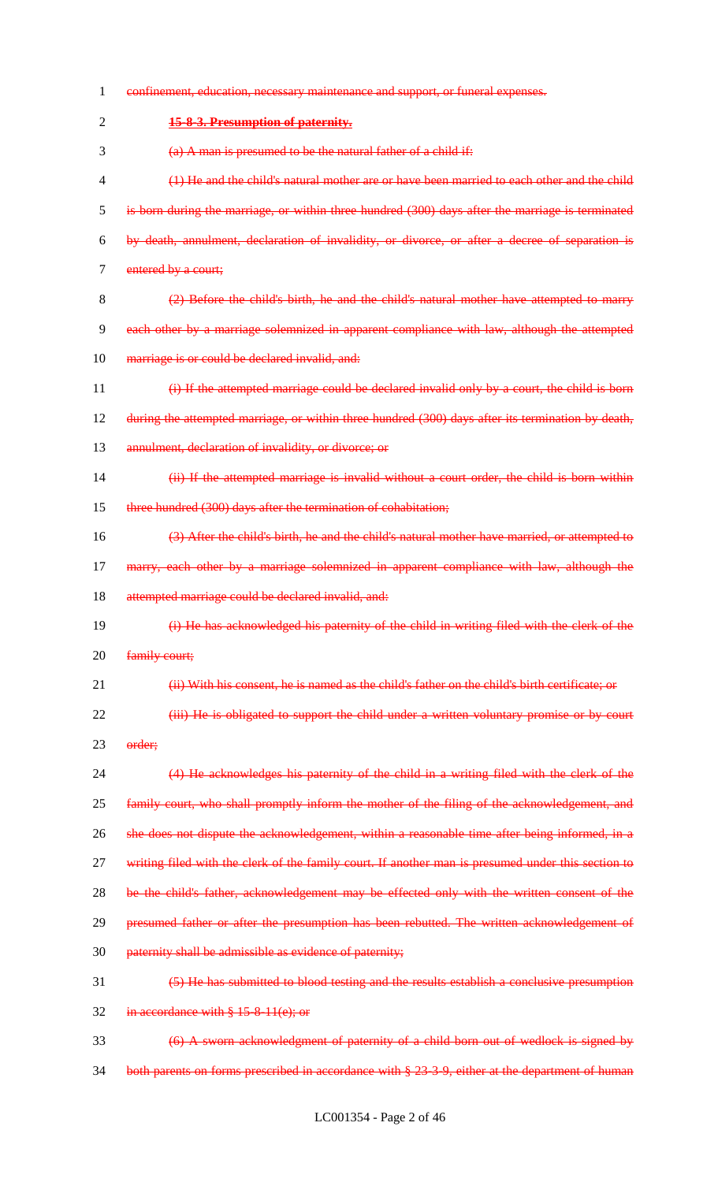~~confinement, education, necessary maintenance and support, or funeral expenses.~~

~~**15-8-3. Presumption of paternity.**~~

~~(a) A man is presumed to be the natural father of a child if:~~

~~(1) He and the child's natural mother are or have been married to each other and the child is born during the marriage, or within three hundred (300) days after the marriage is terminated by death, annulment, declaration of invalidity, or divorce, or after a decree of separation is entered by a court;~~

~~(2) Before the child's birth, he and the child's natural mother have attempted to marry each other by a marriage solemnized in apparent compliance with law, although the attempted marriage is or could be declared invalid, and:~~

~~(i) If the attempted marriage could be declared invalid only by a court, the child is born during the attempted marriage, or within three hundred (300) days after its termination by death, annulment, declaration of invalidity, or divorce; or~~

~~(ii) If the attempted marriage is invalid without a court order, the child is born within three hundred (300) days after the termination of cohabitation;~~

~~(3) After the child's birth, he and the child's natural mother have married, or attempted to marry, each other by a marriage solemnized in apparent compliance with law, although the attempted marriage could be declared invalid, and:~~

~~(i) He has acknowledged his paternity of the child in writing filed with the clerk of the family court;~~

~~(ii) With his consent, he is named as the child's father on the child's birth certificate; or~~

~~(iii) He is obligated to support the child under a written voluntary promise or by court order;~~

~~(4) He acknowledges his paternity of the child in a writing filed with the clerk of the family court, who shall promptly inform the mother of the filing of the acknowledgement, and she does not dispute the acknowledgement, within a reasonable time after being informed, in a writing filed with the clerk of the family court. If another man is presumed under this section to be the child's father, acknowledgement may be effected only with the written consent of the presumed father or after the presumption has been rebutted. The written acknowledgement of paternity shall be admissible as evidence of paternity;~~

~~(5) He has submitted to blood testing and the results establish a conclusive presumption in accordance with § 15-8-11(e); or~~

~~(6) A sworn acknowledgment of paternity of a child born out of wedlock is signed by both parents on forms prescribed in accordance with § 23-3-9, either at the department of human~~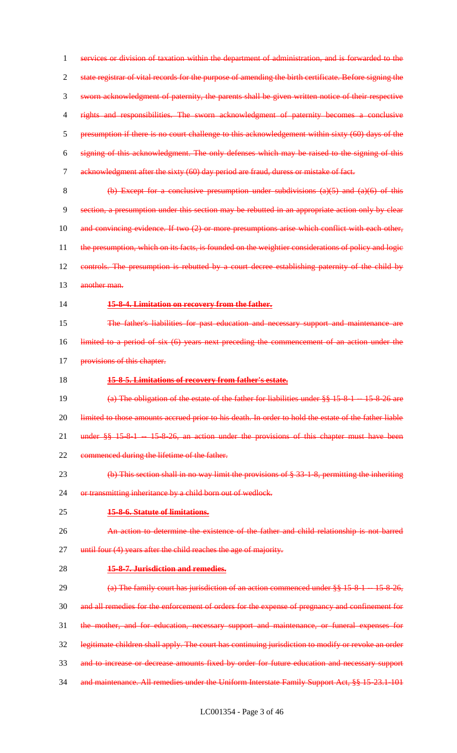services or division of taxation within the department of administration, and is forwarded to the state registrar of vital records for the purpose of amending the birth certificate. Before signing the sworn acknowledgment of paternity, the parents shall be given written notice of their respective rights and responsibilities. The sworn acknowledgment of paternity becomes a conclusive presumption if there is no court challenge to this acknowledgement within sixty (60) days of the signing of this acknowledgment. The only defenses which may be raised to the signing of this acknowledgment after the sixty (60) day period are fraud, duress or mistake of fact.

(b) Except for a conclusive presumption under subdivisions (a)(5) and (a)(6) of this section, a presumption under this section may be rebutted in an appropriate action only by clear and convincing evidence. If two (2) or more presumptions arise which conflict with each other, the presumption, which on its facts, is founded on the weightier considerations of policy and logic controls. The presumption is rebutted by a court decree establishing paternity of the child by another man.

**15-8-4. Limitation on recovery from the father.**

The father's liabilities for past education and necessary support and maintenance are limited to a period of six (6) years next preceding the commencement of an action under the provisions of this chapter.

**15-8-5. Limitations of recovery from father's estate.**

(a) The obligation of the estate of the father for liabilities under §§ 15-8-1 -- 15-8-26 are limited to those amounts accrued prior to his death. In order to hold the estate of the father liable under §§ 15-8-1 -- 15-8-26, an action under the provisions of this chapter must have been commenced during the lifetime of the father.

(b) This section shall in no way limit the provisions of § 33-1-8, permitting the inheriting or transmitting inheritance by a child born out of wedlock.

**15-8-6. Statute of limitations.**

An action to determine the existence of the father and child relationship is not barred until four (4) years after the child reaches the age of majority.

**15-8-7. Jurisdiction and remedies.**

(a) The family court has jurisdiction of an action commenced under §§ 15-8-1 -- 15-8-26, and all remedies for the enforcement of orders for the expense of pregnancy and confinement for the mother, and for education, necessary support and maintenance, or funeral expenses for legitimate children shall apply. The court has continuing jurisdiction to modify or revoke an order and to increase or decrease amounts fixed by order for future education and necessary support and maintenance. All remedies under the Uniform Interstate Family Support Act, §§ 15-23.1-101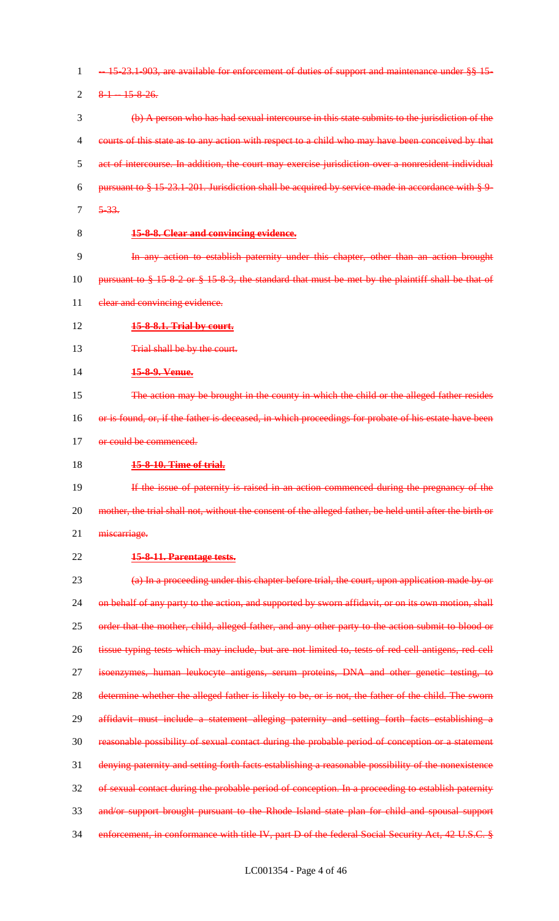-- 15-23.1-903, are available for enforcement of duties of support and maintenance under §§ 15-8-1 -- 15-8-26.

(b) A person who has had sexual intercourse in this state submits to the jurisdiction of the courts of this state as to any action with respect to a child who may have been conceived by that act of intercourse. In addition, the court may exercise jurisdiction over a nonresident individual pursuant to § 15-23.1-201. Jurisdiction shall be acquired by service made in accordance with § 9-5-33.

**15-8-8. Clear and convincing evidence.**

In any action to establish paternity under this chapter, other than an action brought pursuant to § 15-8-2 or § 15-8-3, the standard that must be met by the plaintiff shall be that of clear and convincing evidence.

**15-8-8.1. Trial by court.**

Trial shall be by the court.

**15-8-9. Venue.**

The action may be brought in the county in which the child or the alleged father resides or is found, or, if the father is deceased, in which proceedings for probate of his estate have been or could be commenced.

**15-8-10. Time of trial.**

If the issue of paternity is raised in an action commenced during the pregnancy of the mother, the trial shall not, without the consent of the alleged father, be held until after the birth or miscarriage.

**15-8-11. Parentage tests.**

(a) In a proceeding under this chapter before trial, the court, upon application made by or on behalf of any party to the action, and supported by sworn affidavit, or on its own motion, shall order that the mother, child, alleged father, and any other party to the action submit to blood or tissue typing tests which may include, but are not limited to, tests of red cell antigens, red cell isoenzymes, human leukocyte antigens, serum proteins, DNA and other genetic testing, to determine whether the alleged father is likely to be, or is not, the father of the child. The sworn affidavit must include a statement alleging paternity and setting forth facts establishing a reasonable possibility of sexual contact during the probable period of conception or a statement denying paternity and setting forth facts establishing a reasonable possibility of the nonexistence of sexual contact during the probable period of conception. In a proceeding to establish paternity and/or support brought pursuant to the Rhode Island state plan for child and spousal support enforcement, in conformance with title IV, part D of the federal Social Security Act, 42 U.S.C. §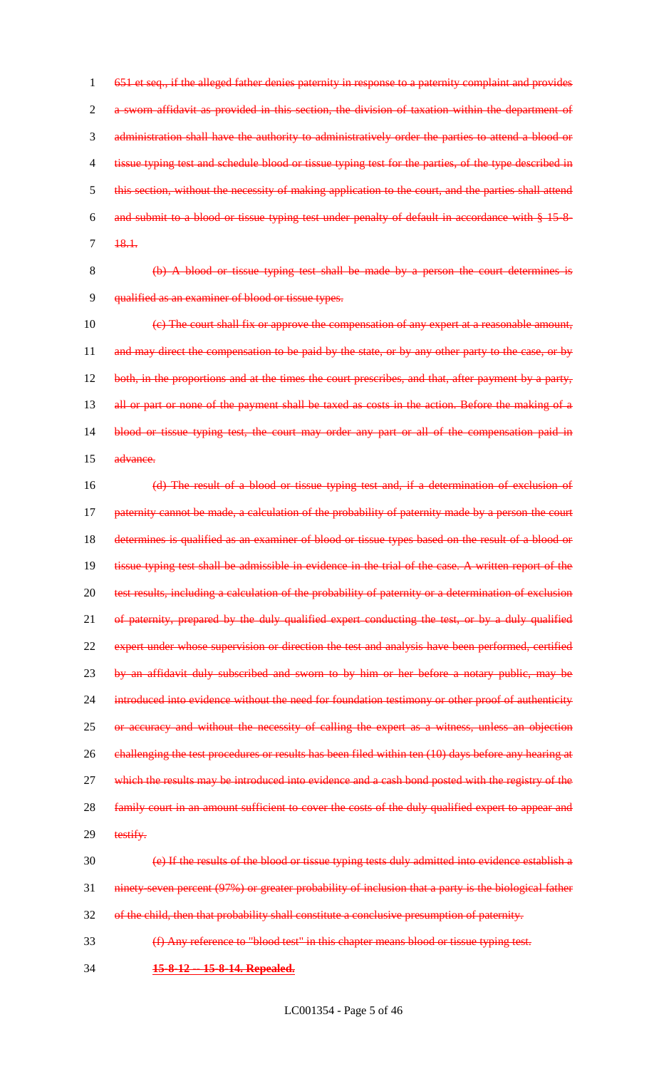651 et seq., if the alleged father denies paternity in response to a paternity complaint and provides a sworn affidavit as provided in this section, the division of taxation within the department of administration shall have the authority to administratively order the parties to attend a blood or tissue typing test and schedule blood or tissue typing test for the parties, of the type described in this section, without the necessity of making application to the court, and the parties shall attend and submit to a blood or tissue typing test under penalty of default in accordance with § 15-8-18.1.

(b) A blood or tissue typing test shall be made by a person the court determines is qualified as an examiner of blood or tissue types.

(c) The court shall fix or approve the compensation of any expert at a reasonable amount, and may direct the compensation to be paid by the state, or by any other party to the case, or by both, in the proportions and at the times the court prescribes, and that, after payment by a party, all or part or none of the payment shall be taxed as costs in the action. Before the making of a blood or tissue typing test, the court may order any part or all of the compensation paid in advance.

(d) The result of a blood or tissue typing test and, if a determination of exclusion of paternity cannot be made, a calculation of the probability of paternity made by a person the court determines is qualified as an examiner of blood or tissue types based on the result of a blood or tissue typing test shall be admissible in evidence in the trial of the case. A written report of the test results, including a calculation of the probability of paternity or a determination of exclusion of paternity, prepared by the duly qualified expert conducting the test, or by a duly qualified expert under whose supervision or direction the test and analysis have been performed, certified by an affidavit duly subscribed and sworn to by him or her before a notary public, may be introduced into evidence without the need for foundation testimony or other proof of authenticity or accuracy and without the necessity of calling the expert as a witness, unless an objection challenging the test procedures or results has been filed within ten (10) days before any hearing at which the results may be introduced into evidence and a cash bond posted with the registry of the family court in an amount sufficient to cover the costs of the duly qualified expert to appear and testify.

(e) If the results of the blood or tissue typing tests duly admitted into evidence establish a ninety-seven percent (97%) or greater probability of inclusion that a party is the biological father of the child, then that probability shall constitute a conclusive presumption of paternity.

(f) Any reference to "blood test" in this chapter means blood or tissue typing test.

**15-8-12 -- 15-8-14. Repealed.**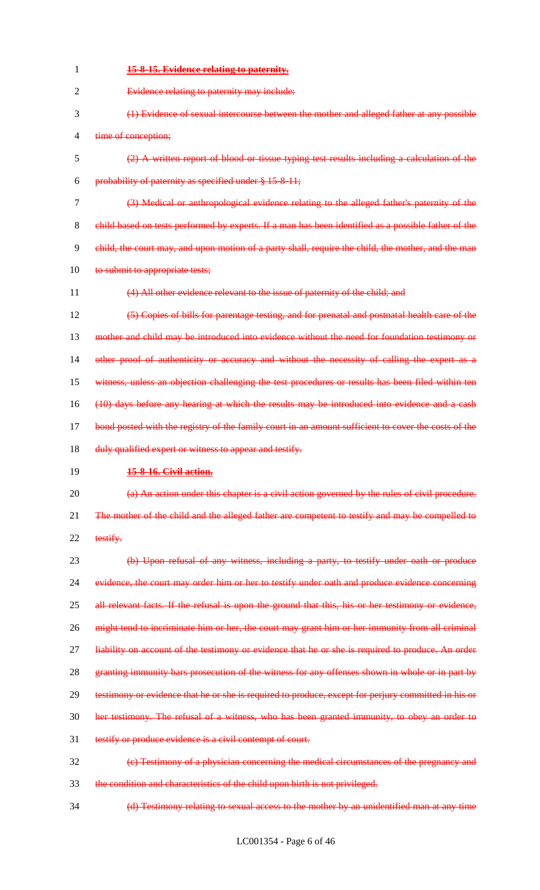~~**15-8-15. Evidence relating to paternity.**~~

~~Evidence relating to paternity may include:~~

~~(1) Evidence of sexual intercourse between the mother and alleged father at any possible time of conception;~~

~~(2) A written report of blood or tissue typing test results including a calculation of the probability of paternity as specified under § 15-8-11;~~

~~(3) Medical or anthropological evidence relating to the alleged father's paternity of the child based on tests performed by experts. If a man has been identified as a possible father of the child, the court may, and upon motion of a party shall, require the child, the mother, and the man to submit to appropriate tests;~~

~~(4) All other evidence relevant to the issue of paternity of the child; and~~

~~(5) Copies of bills for parentage testing, and for prenatal and postnatal health care of the mother and child may be introduced into evidence without the need for foundation testimony or other proof of authenticity or accuracy and without the necessity of calling the expert as a witness, unless an objection challenging the test procedures or results has been filed within ten (10) days before any hearing at which the results may be introduced into evidence and a cash bond posted with the registry of the family court in an amount sufficient to cover the costs of the duly qualified expert or witness to appear and testify.~~

~~**15-8-16. Civil action.**~~

~~(a) An action under this chapter is a civil action governed by the rules of civil procedure. The mother of the child and the alleged father are competent to testify and may be compelled to testify.~~

~~(b) Upon refusal of any witness, including a party, to testify under oath or produce evidence, the court may order him or her to testify under oath and produce evidence concerning all relevant facts. If the refusal is upon the ground that this, his or her testimony or evidence, might tend to incriminate him or her, the court may grant him or her immunity from all criminal liability on account of the testimony or evidence that he or she is required to produce. An order granting immunity bars prosecution of the witness for any offenses shown in whole or in part by testimony or evidence that he or she is required to produce, except for perjury committed in his or her testimony. The refusal of a witness, who has been granted immunity, to obey an order to testify or produce evidence is a civil contempt of court.~~

~~(c) Testimony of a physician concerning the medical circumstances of the pregnancy and the condition and characteristics of the child upon birth is not privileged.~~

~~(d) Testimony relating to sexual access to the mother by an unidentified man at any time~~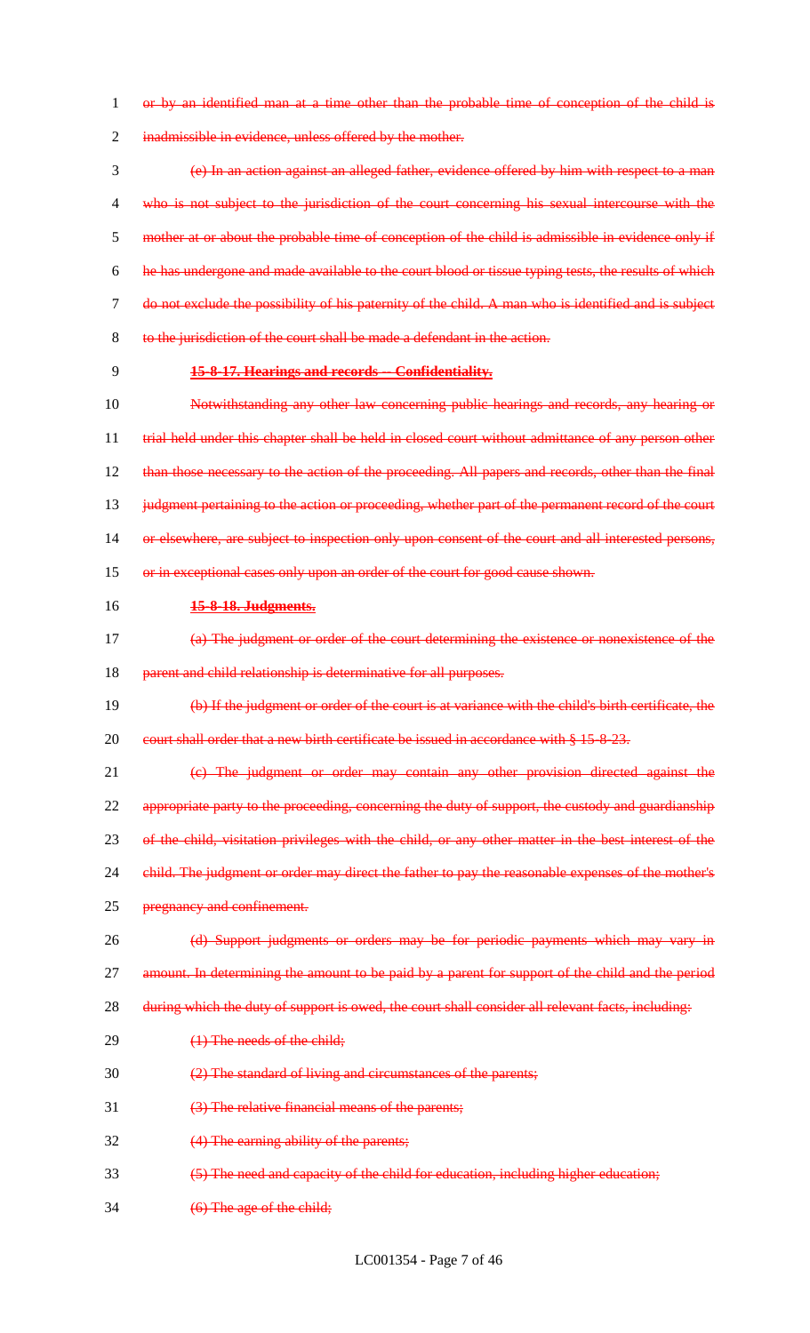~~or by an identified man at a time other than the probable time of conception of the child is inadmissible in evidence, unless offered by the mother.~~

~~(e) In an action against an alleged father, evidence offered by him with respect to a man who is not subject to the jurisdiction of the court concerning his sexual intercourse with the mother at or about the probable time of conception of the child is admissible in evidence only if he has undergone and made available to the court blood or tissue typing tests, the results of which do not exclude the possibility of his paternity of the child. A man who is identified and is subject to the jurisdiction of the court shall be made a defendant in the action.~~

~~**15-8-17. Hearings and records -- Confidentiality.**~~

~~Notwithstanding any other law concerning public hearings and records, any hearing or trial held under this chapter shall be held in closed court without admittance of any person other than those necessary to the action of the proceeding. All papers and records, other than the final judgment pertaining to the action or proceeding, whether part of the permanent record of the court or elsewhere, are subject to inspection only upon consent of the court and all interested persons, or in exceptional cases only upon an order of the court for good cause shown.~~

~~**15-8-18. Judgments.**~~

~~(a) The judgment or order of the court determining the existence or nonexistence of the parent and child relationship is determinative for all purposes.~~

~~(b) If the judgment or order of the court is at variance with the child's birth certificate, the court shall order that a new birth certificate be issued in accordance with § 15-8-23.~~

~~(c) The judgment or order may contain any other provision directed against the appropriate party to the proceeding, concerning the duty of support, the custody and guardianship of the child, visitation privileges with the child, or any other matter in the best interest of the child. The judgment or order may direct the father to pay the reasonable expenses of the mother's pregnancy and confinement.~~

~~(d) Support judgments or orders may be for periodic payments which may vary in amount. In determining the amount to be paid by a parent for support of the child and the period during which the duty of support is owed, the court shall consider all relevant facts, including:~~

~~(1) The needs of the child;~~

~~(2) The standard of living and circumstances of the parents;~~

~~(3) The relative financial means of the parents;~~

~~(4) The earning ability of the parents;~~

~~(5) The need and capacity of the child for education, including higher education;~~

~~(6) The age of the child;~~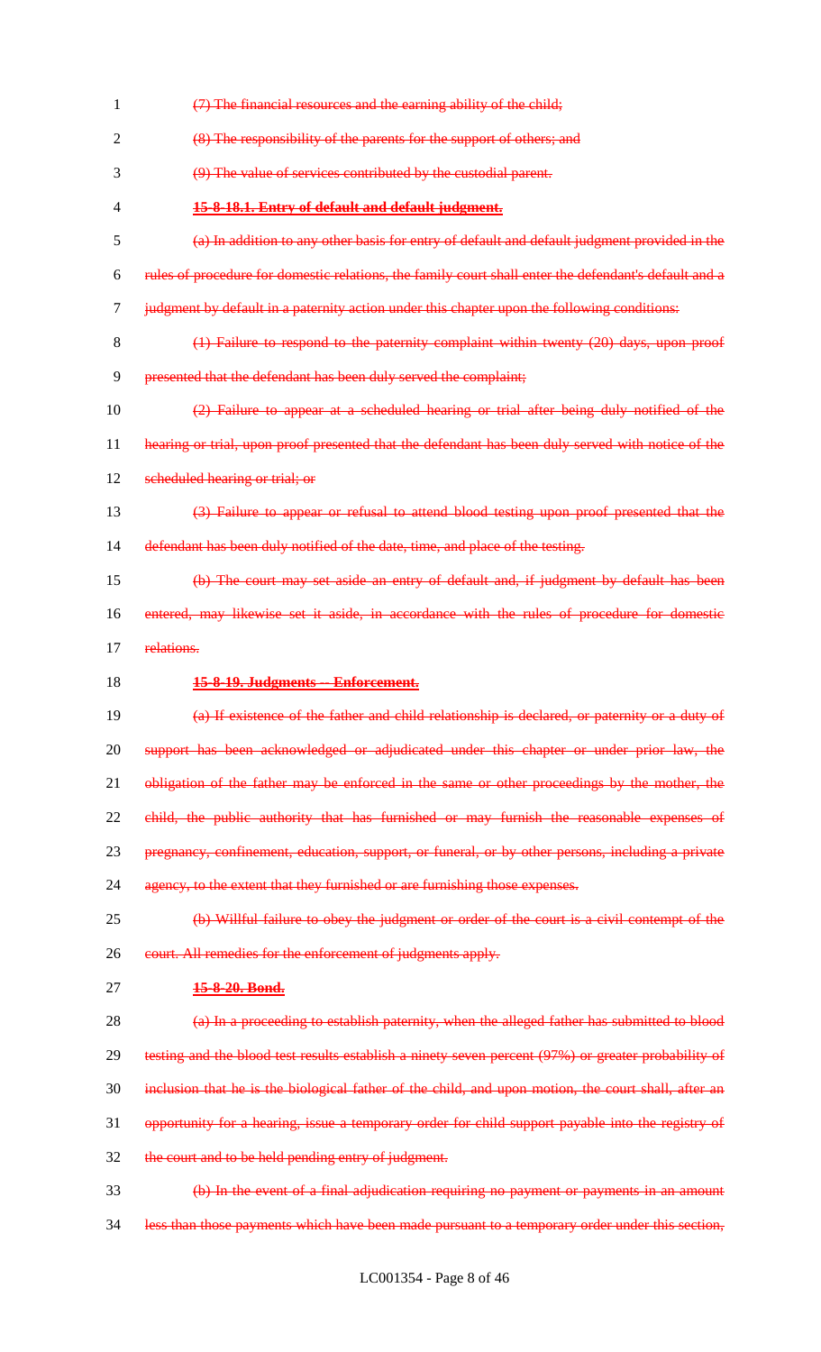~~(7) The financial resources and the earning ability of the child;~~

~~(8) The responsibility of the parents for the support of others; and~~

~~(9) The value of services contributed by the custodial parent.~~

~~**15-8-18.1. Entry of default and default judgment.**~~

~~(a) In addition to any other basis for entry of default and default judgment provided in the rules of procedure for domestic relations, the family court shall enter the defendant's default and a judgment by default in a paternity action under this chapter upon the following conditions:~~

~~(1) Failure to respond to the paternity complaint within twenty (20) days, upon proof presented that the defendant has been duly served the complaint;~~

~~(2) Failure to appear at a scheduled hearing or trial after being duly notified of the hearing or trial, upon proof presented that the defendant has been duly served with notice of the scheduled hearing or trial; or~~

~~(3) Failure to appear or refusal to attend blood testing upon proof presented that the defendant has been duly notified of the date, time, and place of the testing.~~

~~(b) The court may set aside an entry of default and, if judgment by default has been entered, may likewise set it aside, in accordance with the rules of procedure for domestic relations.~~

~~**15-8-19. Judgments -- Enforcement.**~~

~~(a) If existence of the father and child relationship is declared, or paternity or a duty of support has been acknowledged or adjudicated under this chapter or under prior law, the obligation of the father may be enforced in the same or other proceedings by the mother, the child, the public authority that has furnished or may furnish the reasonable expenses of pregnancy, confinement, education, support, or funeral, or by other persons, including a private agency, to the extent that they furnished or are furnishing those expenses.~~

~~(b) Willful failure to obey the judgment or order of the court is a civil contempt of the court. All remedies for the enforcement of judgments apply.~~

~~**15-8-20. Bond.**~~

~~(a) In a proceeding to establish paternity, when the alleged father has submitted to blood testing and the blood test results establish a ninety seven percent (97%) or greater probability of inclusion that he is the biological father of the child, and upon motion, the court shall, after an opportunity for a hearing, issue a temporary order for child support payable into the registry of the court and to be held pending entry of judgment.~~

~~(b) In the event of a final adjudication requiring no payment or payments in an amount less than those payments which have been made pursuant to a temporary order under this section,~~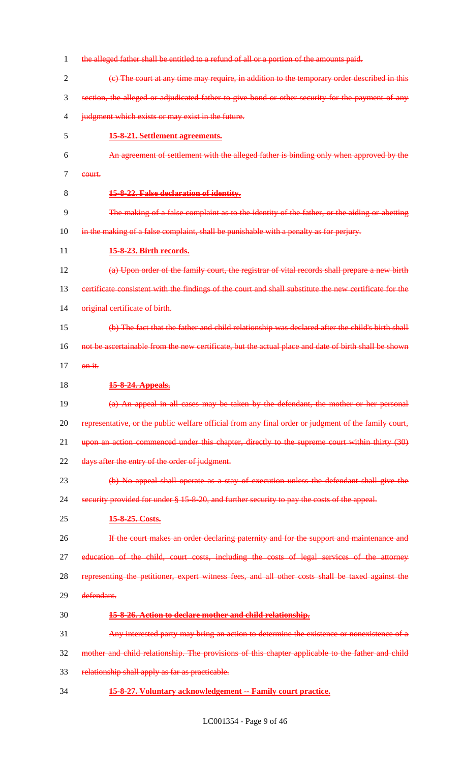~~the alleged father shall be entitled to a refund of all or a portion of the amounts paid.~~

~~(c) The court at any time may require, in addition to the temporary order described in this section, the alleged or adjudicated father to give bond or other security for the payment of any judgment which exists or may exist in the future.~~

~~**15-8-21. Settlement agreements.**~~

~~An agreement of settlement with the alleged father is binding only when approved by the court.~~

~~**15-8-22. False declaration of identity.**~~

~~The making of a false complaint as to the identity of the father, or the aiding or abetting in the making of a false complaint, shall be punishable with a penalty as for perjury.~~

~~**15-8-23. Birth records.**~~

~~(a) Upon order of the family court, the registrar of vital records shall prepare a new birth certificate consistent with the findings of the court and shall substitute the new certificate for the original certificate of birth.~~

~~(b) The fact that the father and child relationship was declared after the child's birth shall not be ascertainable from the new certificate, but the actual place and date of birth shall be shown on it.~~

~~**15-8-24. Appeals.**~~

~~(a) An appeal in all cases may be taken by the defendant, the mother or her personal representative, or the public welfare official from any final order or judgment of the family court, upon an action commenced under this chapter, directly to the supreme court within thirty (30) days after the entry of the order of judgment.~~

~~(b) No appeal shall operate as a stay of execution unless the defendant shall give the security provided for under § 15-8-20, and further security to pay the costs of the appeal.~~

~~**15-8-25. Costs.**~~

~~If the court makes an order declaring paternity and for the support and maintenance and education of the child, court costs, including the costs of legal services of the attorney representing the petitioner, expert witness fees, and all other costs shall be taxed against the defendant.~~

~~**15-8-26. Action to declare mother and child relationship.**~~

~~Any interested party may bring an action to determine the existence or nonexistence of a mother and child relationship. The provisions of this chapter applicable to the father and child relationship shall apply as far as practicable.~~

~~**15-8-27. Voluntary acknowledgement -- Family court practice.**~~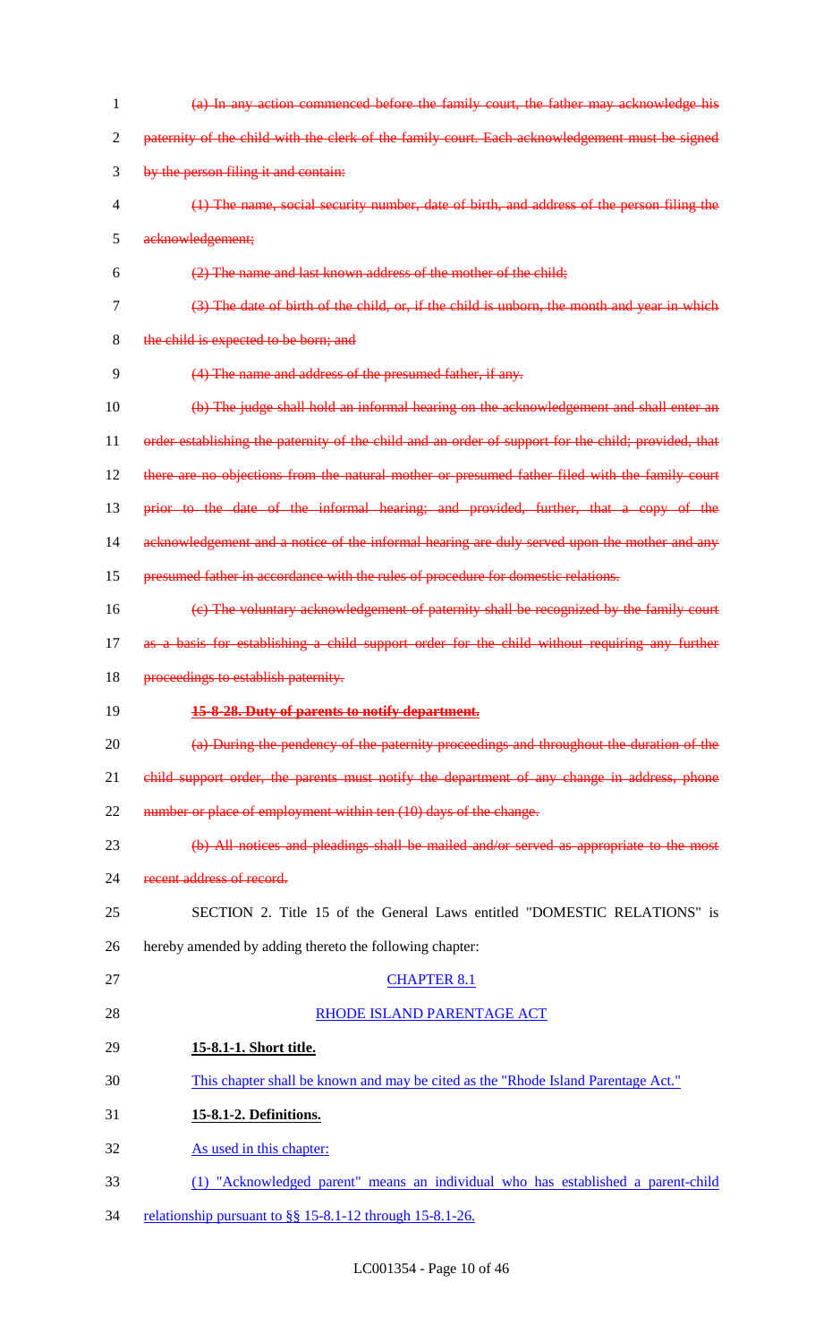~~(a) In any action commenced before the family court, the father may acknowledge his paternity of the child with the clerk of the family court. Each acknowledgement must be signed by the person filing it and contain:~~

~~(1) The name, social security number, date of birth, and address of the person filing the acknowledgement;~~

~~(2) The name and last known address of the mother of the child;~~

~~(3) The date of birth of the child, or, if the child is unborn, the month and year in which the child is expected to be born; and~~

~~(4) The name and address of the presumed father, if any.~~

~~(b) The judge shall hold an informal hearing on the acknowledgement and shall enter an order establishing the paternity of the child and an order of support for the child; provided, that there are no objections from the natural mother or presumed father filed with the family court prior to the date of the informal hearing; and provided, further, that a copy of the acknowledgement and a notice of the informal hearing are duly served upon the mother and any presumed father in accordance with the rules of procedure for domestic relations.~~

~~(c) The voluntary acknowledgement of paternity shall be recognized by the family court as a basis for establishing a child support order for the child without requiring any further proceedings to establish paternity.~~

~~**15-8-28. Duty of parents to notify department.**~~

~~(a) During the pendency of the paternity proceedings and throughout the duration of the child support order, the parents must notify the department of any change in address, phone number or place of employment within ten (10) days of the change.~~

~~(b) All notices and pleadings shall be mailed and/or served as appropriate to the most recent address of record.~~

SECTION 2. Title 15 of the General Laws entitled "DOMESTIC RELATIONS" is hereby amended by adding thereto the following chapter:

<u>CHAPTER 8.1</u>

<u>RHODE ISLAND PARENTAGE ACT</u>

**<u>15-8.1-1. Short title.</u>**

<u>This chapter shall be known and may be cited as the "Rhode Island Parentage Act."</u>

**<u>15-8.1-2. Definitions.</u>**

<u>As used in this chapter:</u>

<u>(1) "Acknowledged parent" means an individual who has established a parent-child relationship pursuant to §§ 15-8.1-12 through 15-8.1-26.</u>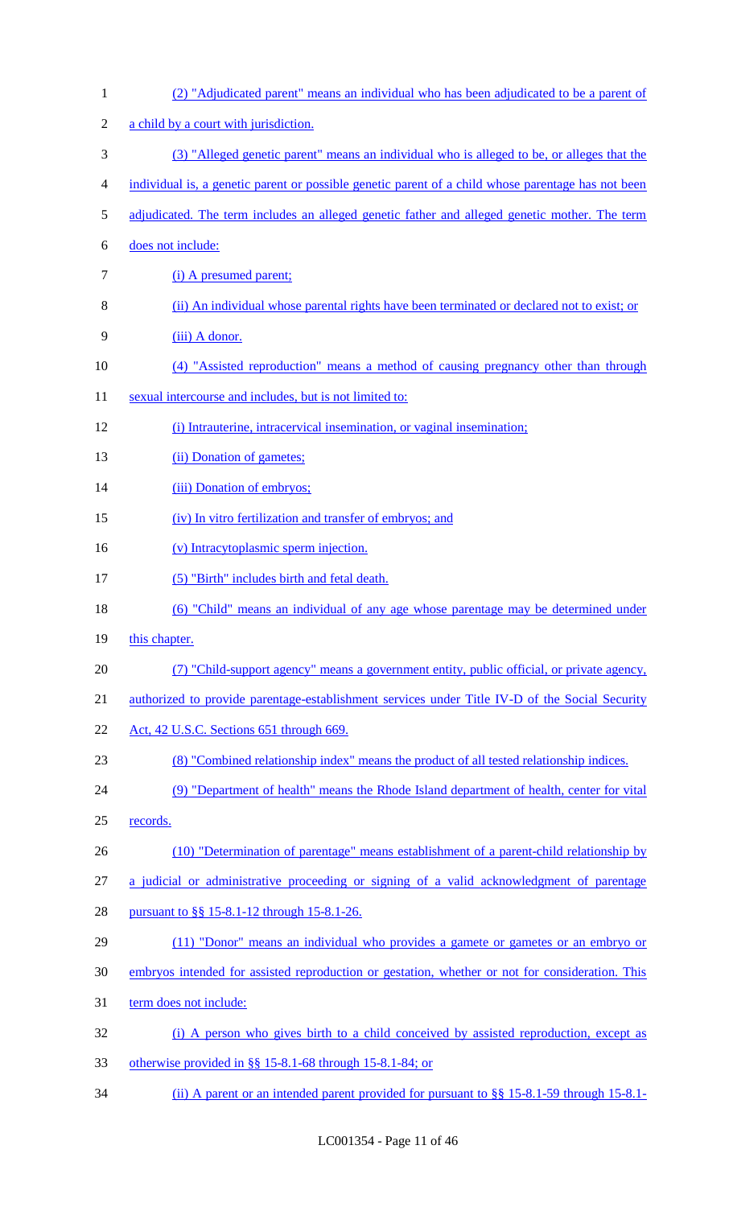(2) "Adjudicated parent" means an individual who has been adjudicated to be a parent of a child by a court with jurisdiction.

(3) "Alleged genetic parent" means an individual who is alleged to be, or alleges that the individual is, a genetic parent or possible genetic parent of a child whose parentage has not been adjudicated. The term includes an alleged genetic father and alleged genetic mother. The term does not include:

(i) A presumed parent;

(ii) An individual whose parental rights have been terminated or declared not to exist; or

(iii) A donor.

(4) "Assisted reproduction" means a method of causing pregnancy other than through sexual intercourse and includes, but is not limited to:

(i) Intrauterine, intracervical insemination, or vaginal insemination;

(ii) Donation of gametes;

(iii) Donation of embryos;

(iv) In vitro fertilization and transfer of embryos; and

(v) Intracytoplasmic sperm injection.

(5) "Birth" includes birth and fetal death.

(6) "Child" means an individual of any age whose parentage may be determined under this chapter.

(7) "Child-support agency" means a government entity, public official, or private agency, authorized to provide parentage-establishment services under Title IV-D of the Social Security Act, 42 U.S.C. Sections 651 through 669.

(8) "Combined relationship index" means the product of all tested relationship indices.

(9) "Department of health" means the Rhode Island department of health, center for vital records.

(10) "Determination of parentage" means establishment of a parent-child relationship by a judicial or administrative proceeding or signing of a valid acknowledgment of parentage pursuant to §§ 15-8.1-12 through 15-8.1-26.

(11) "Donor" means an individual who provides a gamete or gametes or an embryo or embryos intended for assisted reproduction or gestation, whether or not for consideration. This term does not include:

(i) A person who gives birth to a child conceived by assisted reproduction, except as otherwise provided in §§ 15-8.1-68 through 15-8.1-84; or

(ii) A parent or an intended parent provided for pursuant to §§ 15-8.1-59 through 15-8.1-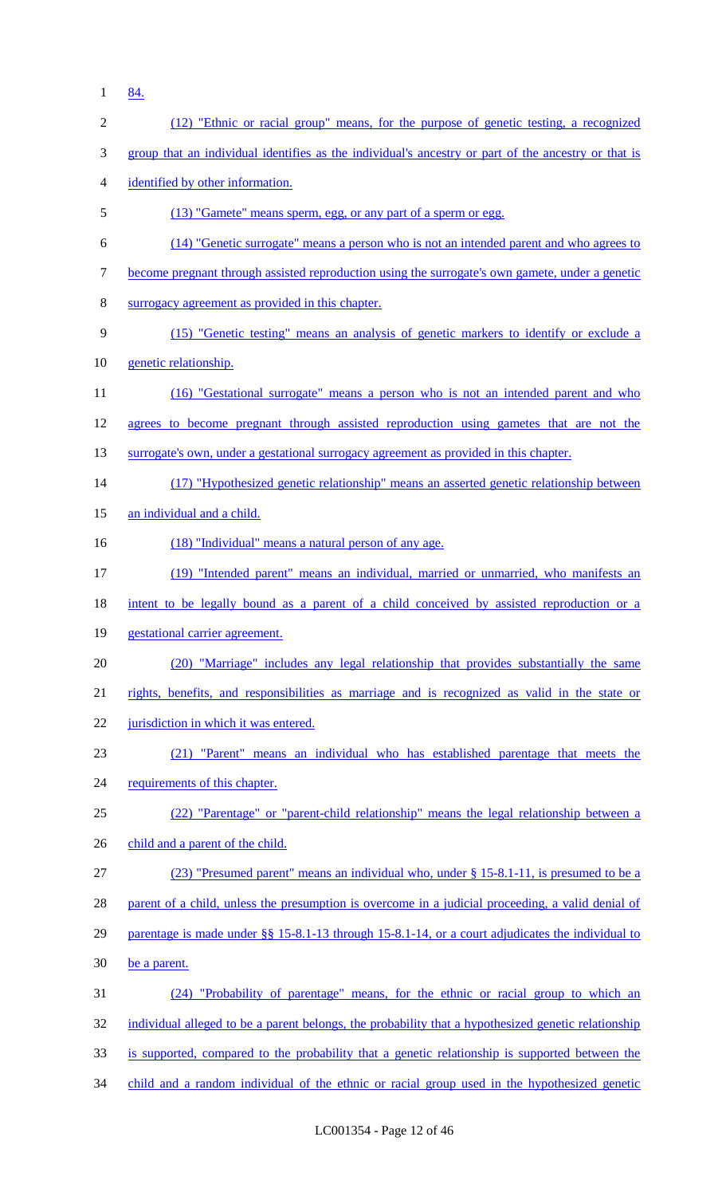84.

(12) "Ethnic or racial group" means, for the purpose of genetic testing, a recognized group that an individual identifies as the individual's ancestry or part of the ancestry or that is identified by other information.

(13) "Gamete" means sperm, egg, or any part of a sperm or egg.

(14) "Genetic surrogate" means a person who is not an intended parent and who agrees to become pregnant through assisted reproduction using the surrogate's own gamete, under a genetic surrogacy agreement as provided in this chapter.

(15) "Genetic testing" means an analysis of genetic markers to identify or exclude a genetic relationship.

(16) "Gestational surrogate" means a person who is not an intended parent and who agrees to become pregnant through assisted reproduction using gametes that are not the surrogate's own, under a gestational surrogacy agreement as provided in this chapter.

(17) "Hypothesized genetic relationship" means an asserted genetic relationship between an individual and a child.

(18) "Individual" means a natural person of any age.

(19) "Intended parent" means an individual, married or unmarried, who manifests an intent to be legally bound as a parent of a child conceived by assisted reproduction or a gestational carrier agreement.

(20) "Marriage" includes any legal relationship that provides substantially the same rights, benefits, and responsibilities as marriage and is recognized as valid in the state or jurisdiction in which it was entered.

(21) "Parent" means an individual who has established parentage that meets the requirements of this chapter.

(22) "Parentage" or "parent-child relationship" means the legal relationship between a child and a parent of the child.

(23) "Presumed parent" means an individual who, under § 15-8.1-11, is presumed to be a parent of a child, unless the presumption is overcome in a judicial proceeding, a valid denial of parentage is made under §§ 15-8.1-13 through 15-8.1-14, or a court adjudicates the individual to be a parent.

(24) "Probability of parentage" means, for the ethnic or racial group to which an individual alleged to be a parent belongs, the probability that a hypothesized genetic relationship is supported, compared to the probability that a genetic relationship is supported between the child and a random individual of the ethnic or racial group used in the hypothesized genetic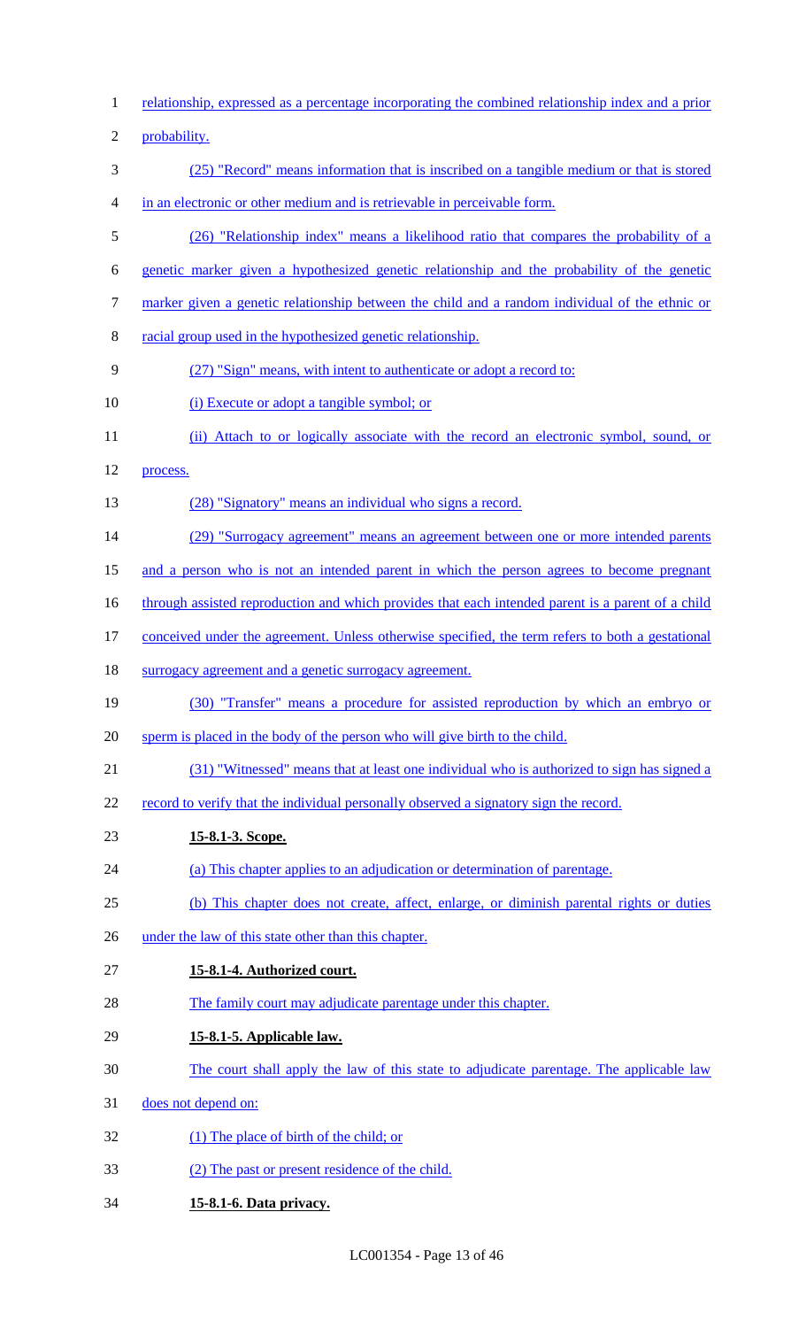relationship, expressed as a percentage incorporating the combined relationship index and a prior probability.

(25) "Record" means information that is inscribed on a tangible medium or that is stored in an electronic or other medium and is retrievable in perceivable form.

(26) "Relationship index" means a likelihood ratio that compares the probability of a genetic marker given a hypothesized genetic relationship and the probability of the genetic marker given a genetic relationship between the child and a random individual of the ethnic or racial group used in the hypothesized genetic relationship.

(27) "Sign" means, with intent to authenticate or adopt a record to:

(i) Execute or adopt a tangible symbol; or

(ii) Attach to or logically associate with the record an electronic symbol, sound, or process.

(28) "Signatory" means an individual who signs a record.

(29) "Surrogacy agreement" means an agreement between one or more intended parents and a person who is not an intended parent in which the person agrees to become pregnant through assisted reproduction and which provides that each intended parent is a parent of a child conceived under the agreement. Unless otherwise specified, the term refers to both a gestational surrogacy agreement and a genetic surrogacy agreement.

(30) "Transfer" means a procedure for assisted reproduction by which an embryo or sperm is placed in the body of the person who will give birth to the child.

(31) "Witnessed" means that at least one individual who is authorized to sign has signed a record to verify that the individual personally observed a signatory sign the record.

**15-8.1-3. Scope.**

(a) This chapter applies to an adjudication or determination of parentage.

(b) This chapter does not create, affect, enlarge, or diminish parental rights or duties under the law of this state other than this chapter.

**15-8.1-4. Authorized court.**

The family court may adjudicate parentage under this chapter.

**15-8.1-5. Applicable law.**

The court shall apply the law of this state to adjudicate parentage. The applicable law does not depend on:

(1) The place of birth of the child; or

(2) The past or present residence of the child.

**15-8.1-6. Data privacy.**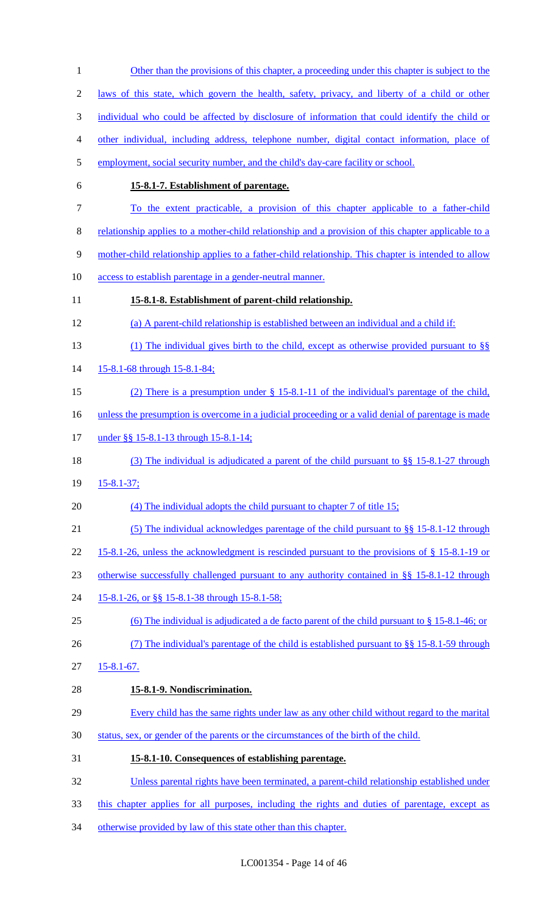Other than the provisions of this chapter, a proceeding under this chapter is subject to the laws of this state, which govern the health, safety, privacy, and liberty of a child or other individual who could be affected by disclosure of information that could identify the child or other individual, including address, telephone number, digital contact information, place of employment, social security number, and the child's day-care facility or school.

**15-8.1-7. Establishment of parentage.**

To the extent practicable, a provision of this chapter applicable to a father-child relationship applies to a mother-child relationship and a provision of this chapter applicable to a mother-child relationship applies to a father-child relationship. This chapter is intended to allow access to establish parentage in a gender-neutral manner.

**15-8.1-8. Establishment of parent-child relationship.**

(a) A parent-child relationship is established between an individual and a child if:

(1) The individual gives birth to the child, except as otherwise provided pursuant to §§ 15-8.1-68 through 15-8.1-84;

(2) There is a presumption under § 15-8.1-11 of the individual's parentage of the child, unless the presumption is overcome in a judicial proceeding or a valid denial of parentage is made under §§ 15-8.1-13 through 15-8.1-14;

(3) The individual is adjudicated a parent of the child pursuant to §§ 15-8.1-27 through 15-8.1-37;

(4) The individual adopts the child pursuant to chapter 7 of title 15;

(5) The individual acknowledges parentage of the child pursuant to §§ 15-8.1-12 through 15-8.1-26, unless the acknowledgment is rescinded pursuant to the provisions of § 15-8.1-19 or otherwise successfully challenged pursuant to any authority contained in §§ 15-8.1-12 through 15-8.1-26, or §§ 15-8.1-38 through 15-8.1-58;

(6) The individual is adjudicated a de facto parent of the child pursuant to § 15-8.1-46; or

(7) The individual's parentage of the child is established pursuant to §§ 15-8.1-59 through 15-8.1-67.

**15-8.1-9. Nondiscrimination.**

Every child has the same rights under law as any other child without regard to the marital status, sex, or gender of the parents or the circumstances of the birth of the child.

**15-8.1-10. Consequences of establishing parentage.**

Unless parental rights have been terminated, a parent-child relationship established under this chapter applies for all purposes, including the rights and duties of parentage, except as otherwise provided by law of this state other than this chapter.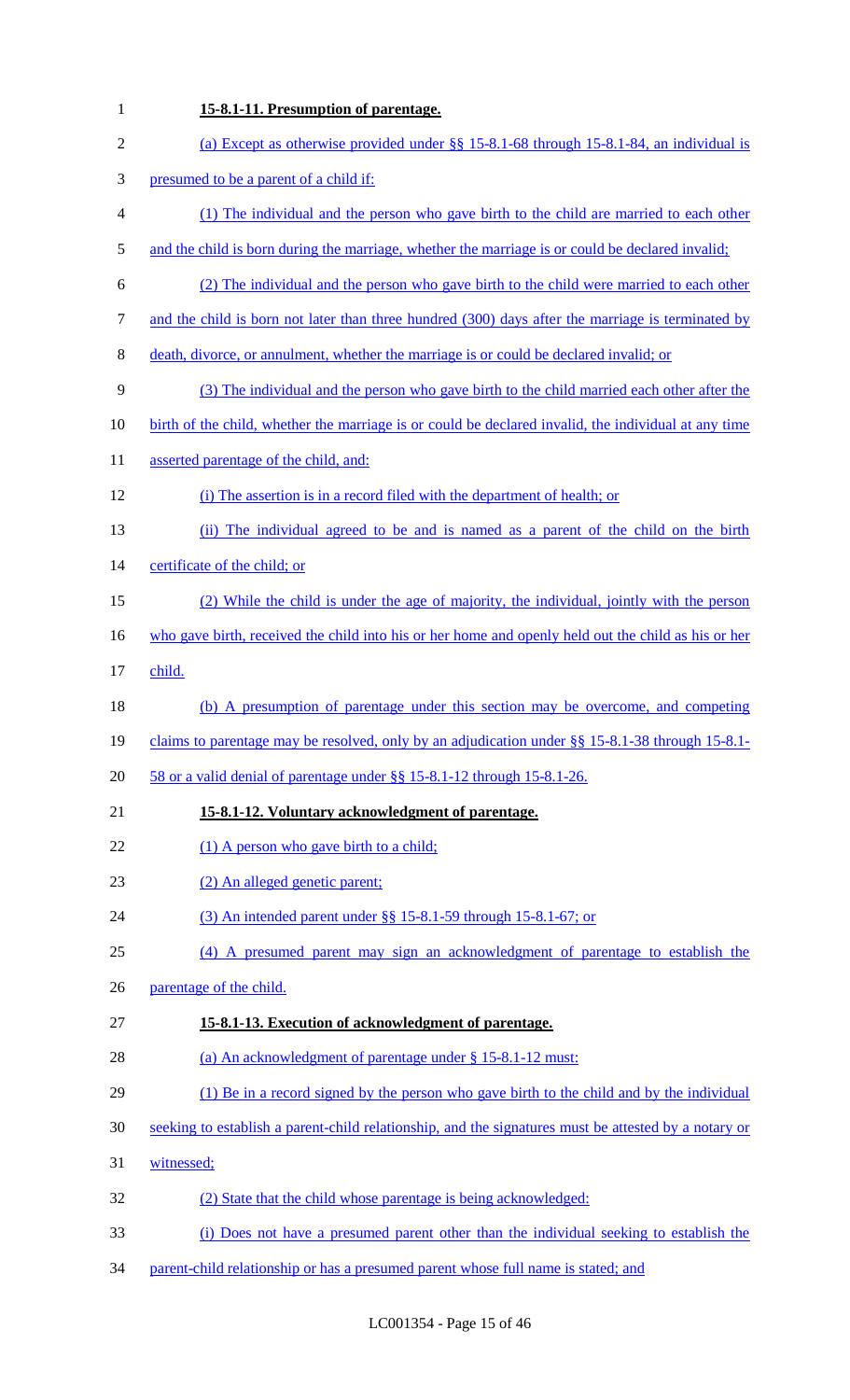**15-8.1-11. Presumption of parentage.**

(a) Except as otherwise provided under §§ 15-8.1-68 through 15-8.1-84, an individual is presumed to be a parent of a child if:

(1) The individual and the person who gave birth to the child are married to each other and the child is born during the marriage, whether the marriage is or could be declared invalid;

(2) The individual and the person who gave birth to the child were married to each other and the child is born not later than three hundred (300) days after the marriage is terminated by death, divorce, or annulment, whether the marriage is or could be declared invalid; or

(3) The individual and the person who gave birth to the child married each other after the birth of the child, whether the marriage is or could be declared invalid, the individual at any time asserted parentage of the child, and:

(i) The assertion is in a record filed with the department of health; or

(ii) The individual agreed to be and is named as a parent of the child on the birth certificate of the child; or

(2) While the child is under the age of majority, the individual, jointly with the person who gave birth, received the child into his or her home and openly held out the child as his or her child.

(b) A presumption of parentage under this section may be overcome, and competing claims to parentage may be resolved, only by an adjudication under §§ 15-8.1-38 through 15-8.1-58 or a valid denial of parentage under §§ 15-8.1-12 through 15-8.1-26.

**15-8.1-12. Voluntary acknowledgment of parentage.**

(1) A person who gave birth to a child;

(2) An alleged genetic parent;

(3) An intended parent under §§ 15-8.1-59 through 15-8.1-67; or

(4) A presumed parent may sign an acknowledgment of parentage to establish the parentage of the child.

**15-8.1-13. Execution of acknowledgment of parentage.**

(a) An acknowledgment of parentage under § 15-8.1-12 must:

(1) Be in a record signed by the person who gave birth to the child and by the individual seeking to establish a parent-child relationship, and the signatures must be attested by a notary or witnessed;

(2) State that the child whose parentage is being acknowledged:

(i) Does not have a presumed parent other than the individual seeking to establish the parent-child relationship or has a presumed parent whose full name is stated; and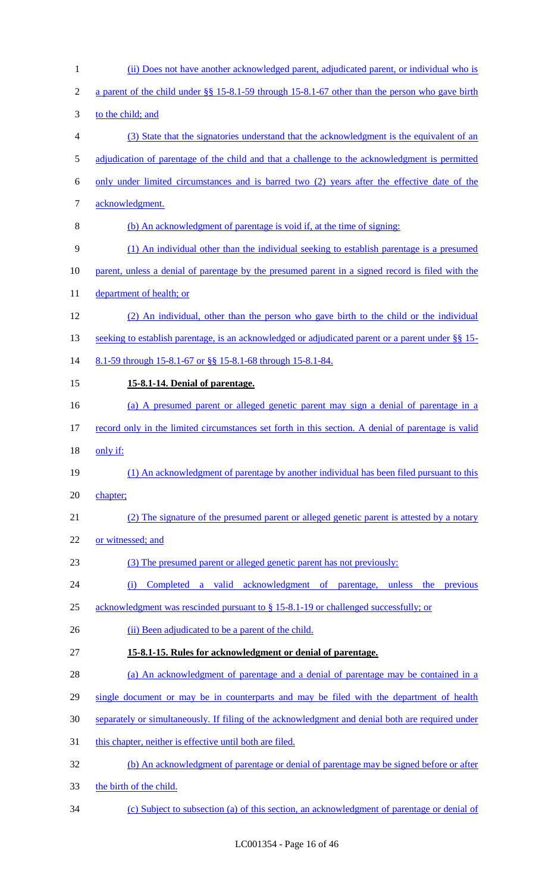(ii) Does not have another acknowledged parent, adjudicated parent, or individual who is a parent of the child under §§ 15-8.1-59 through 15-8.1-67 other than the person who gave birth to the child; and

(3) State that the signatories understand that the acknowledgment is the equivalent of an adjudication of parentage of the child and that a challenge to the acknowledgment is permitted only under limited circumstances and is barred two (2) years after the effective date of the acknowledgment.

(b) An acknowledgment of parentage is void if, at the time of signing:

(1) An individual other than the individual seeking to establish parentage is a presumed parent, unless a denial of parentage by the presumed parent in a signed record is filed with the department of health; or

(2) An individual, other than the person who gave birth to the child or the individual seeking to establish parentage, is an acknowledged or adjudicated parent or a parent under §§ 15-8.1-59 through 15-8.1-67 or §§ 15-8.1-68 through 15-8.1-84.

**15-8.1-14. Denial of parentage.**

(a) A presumed parent or alleged genetic parent may sign a denial of parentage in a record only in the limited circumstances set forth in this section. A denial of parentage is valid only if:

(1) An acknowledgment of parentage by another individual has been filed pursuant to this chapter;

(2) The signature of the presumed parent or alleged genetic parent is attested by a notary or witnessed; and

(3) The presumed parent or alleged genetic parent has not previously:

(i) Completed a valid acknowledgment of parentage, unless the previous acknowledgment was rescinded pursuant to § 15-8.1-19 or challenged successfully; or

(ii) Been adjudicated to be a parent of the child.

**15-8.1-15. Rules for acknowledgment or denial of parentage.**

(a) An acknowledgment of parentage and a denial of parentage may be contained in a single document or may be in counterparts and may be filed with the department of health separately or simultaneously. If filing of the acknowledgment and denial both are required under this chapter, neither is effective until both are filed.

(b) An acknowledgment of parentage or denial of parentage may be signed before or after the birth of the child.

(c) Subject to subsection (a) of this section, an acknowledgment of parentage or denial of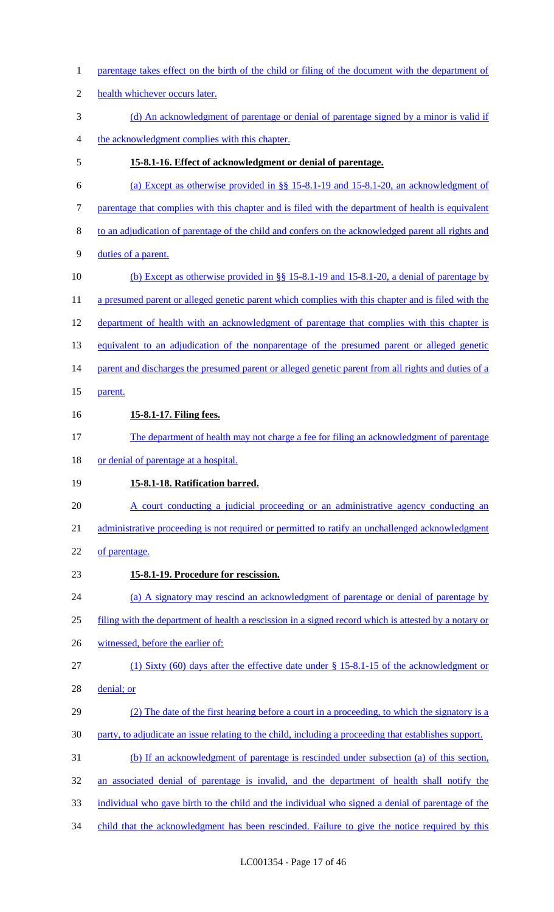parentage takes effect on the birth of the child or filing of the document with the department of health whichever occurs later.

(d) An acknowledgment of parentage or denial of parentage signed by a minor is valid if the acknowledgment complies with this chapter.

**15-8.1-16. Effect of acknowledgment or denial of parentage.**

(a) Except as otherwise provided in §§ 15-8.1-19 and 15-8.1-20, an acknowledgment of parentage that complies with this chapter and is filed with the department of health is equivalent to an adjudication of parentage of the child and confers on the acknowledged parent all rights and duties of a parent.

(b) Except as otherwise provided in §§ 15-8.1-19 and 15-8.1-20, a denial of parentage by a presumed parent or alleged genetic parent which complies with this chapter and is filed with the department of health with an acknowledgment of parentage that complies with this chapter is equivalent to an adjudication of the nonparentage of the presumed parent or alleged genetic parent and discharges the presumed parent or alleged genetic parent from all rights and duties of a parent.

**15-8.1-17. Filing fees.**

The department of health may not charge a fee for filing an acknowledgment of parentage or denial of parentage at a hospital.

**15-8.1-18. Ratification barred.**

A court conducting a judicial proceeding or an administrative agency conducting an administrative proceeding is not required or permitted to ratify an unchallenged acknowledgment of parentage.

**15-8.1-19. Procedure for rescission.**

(a) A signatory may rescind an acknowledgment of parentage or denial of parentage by filing with the department of health a rescission in a signed record which is attested by a notary or witnessed, before the earlier of:

(1) Sixty (60) days after the effective date under § 15-8.1-15 of the acknowledgment or denial; or

(2) The date of the first hearing before a court in a proceeding, to which the signatory is a party, to adjudicate an issue relating to the child, including a proceeding that establishes support.

(b) If an acknowledgment of parentage is rescinded under subsection (a) of this section, an associated denial of parentage is invalid, and the department of health shall notify the individual who gave birth to the child and the individual who signed a denial of parentage of the child that the acknowledgment has been rescinded. Failure to give the notice required by this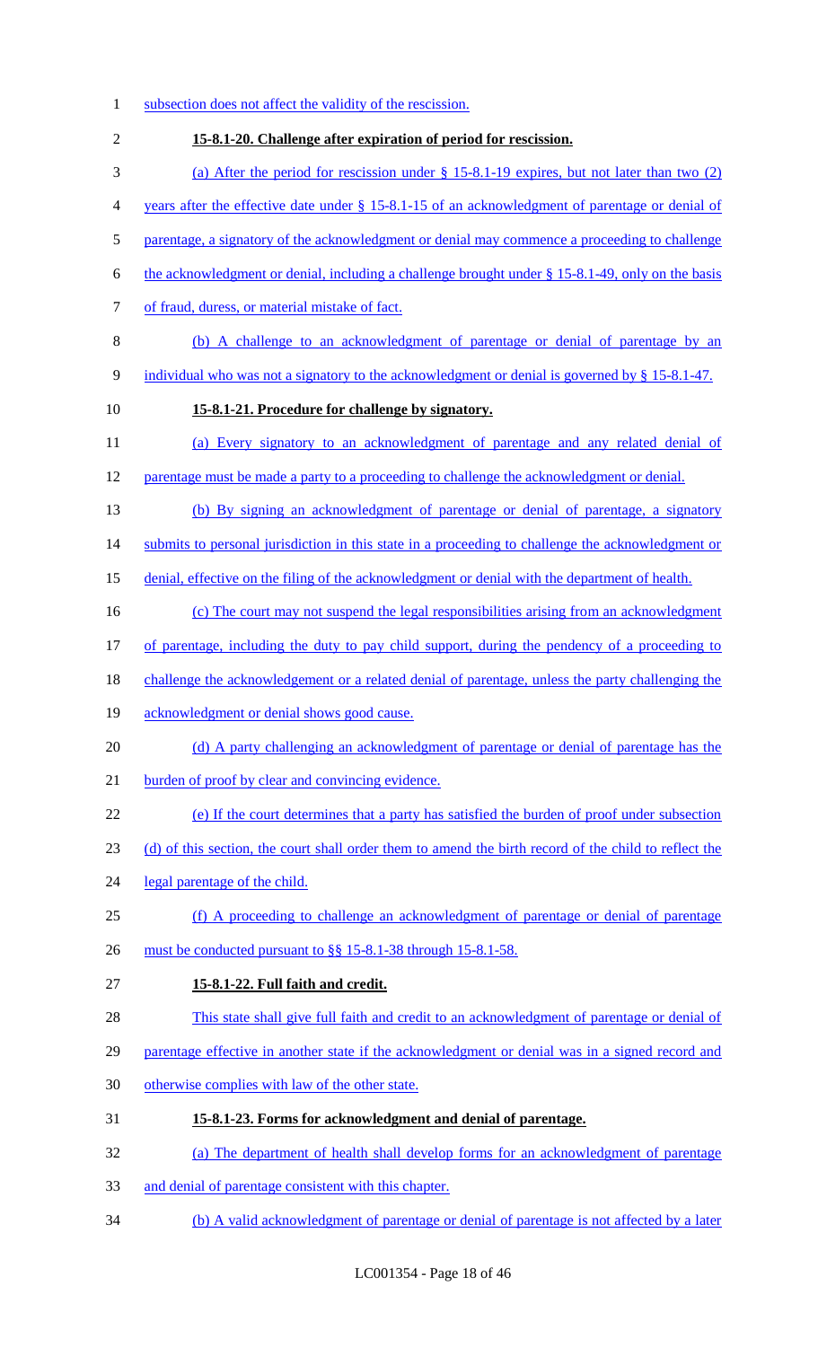subsection does not affect the validity of the rescission.

**15-8.1-20. Challenge after expiration of period for rescission.**

(a) After the period for rescission under § 15-8.1-19 expires, but not later than two (2) years after the effective date under § 15-8.1-15 of an acknowledgment of parentage or denial of parentage, a signatory of the acknowledgment or denial may commence a proceeding to challenge the acknowledgment or denial, including a challenge brought under § 15-8.1-49, only on the basis of fraud, duress, or material mistake of fact.

(b) A challenge to an acknowledgment of parentage or denial of parentage by an individual who was not a signatory to the acknowledgment or denial is governed by § 15-8.1-47.

**15-8.1-21. Procedure for challenge by signatory.**

(a) Every signatory to an acknowledgment of parentage and any related denial of parentage must be made a party to a proceeding to challenge the acknowledgment or denial.

(b) By signing an acknowledgment of parentage or denial of parentage, a signatory submits to personal jurisdiction in this state in a proceeding to challenge the acknowledgment or denial, effective on the filing of the acknowledgment or denial with the department of health.

(c) The court may not suspend the legal responsibilities arising from an acknowledgment of parentage, including the duty to pay child support, during the pendency of a proceeding to challenge the acknowledgement or a related denial of parentage, unless the party challenging the acknowledgment or denial shows good cause.

(d) A party challenging an acknowledgment of parentage or denial of parentage has the burden of proof by clear and convincing evidence.

(e) If the court determines that a party has satisfied the burden of proof under subsection (d) of this section, the court shall order them to amend the birth record of the child to reflect the legal parentage of the child.

(f) A proceeding to challenge an acknowledgment of parentage or denial of parentage must be conducted pursuant to §§ 15-8.1-38 through 15-8.1-58.

**15-8.1-22. Full faith and credit.**

This state shall give full faith and credit to an acknowledgment of parentage or denial of parentage effective in another state if the acknowledgment or denial was in a signed record and otherwise complies with law of the other state.

**15-8.1-23. Forms for acknowledgment and denial of parentage.**

(a) The department of health shall develop forms for an acknowledgment of parentage and denial of parentage consistent with this chapter.

(b) A valid acknowledgment of parentage or denial of parentage is not affected by a later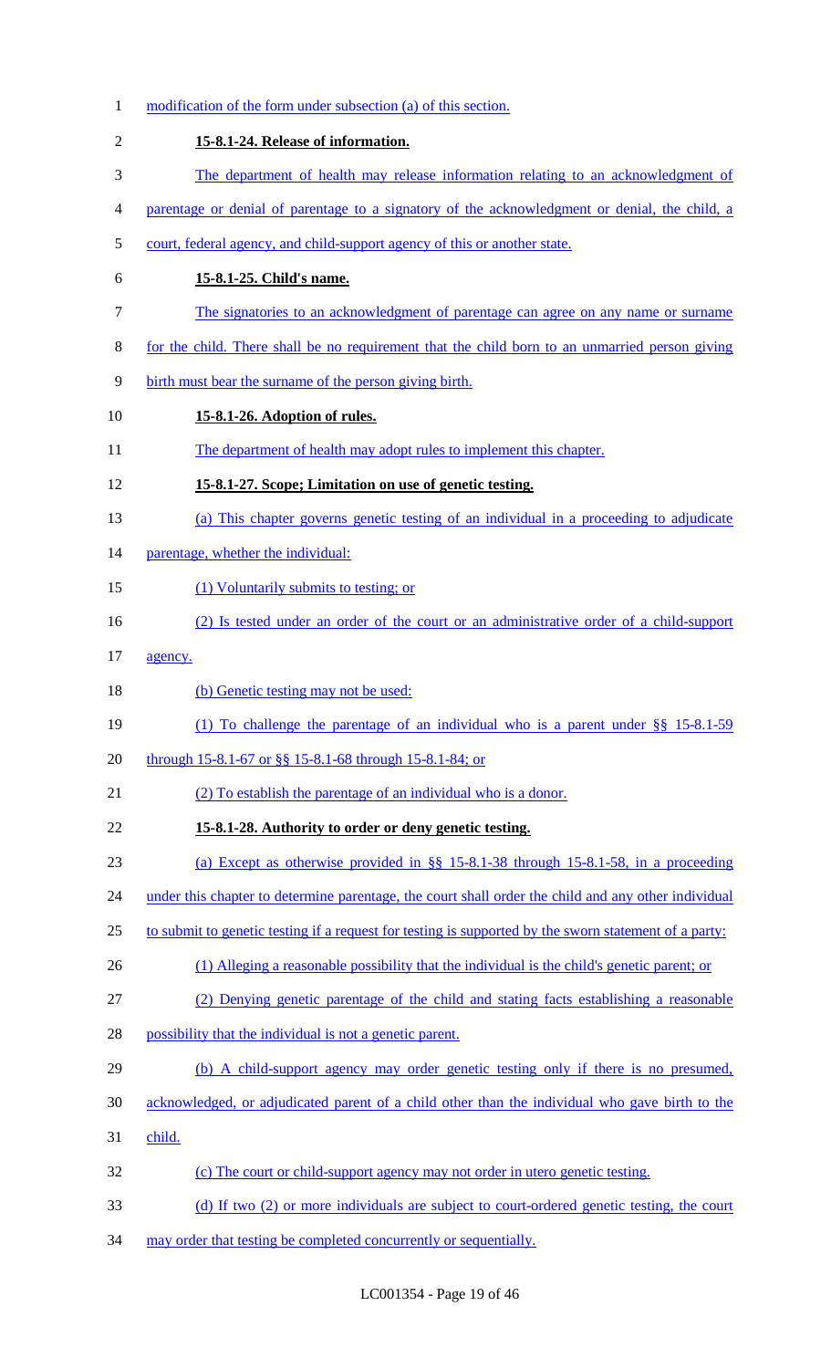modification of the form under subsection (a) of this section.

**15-8.1-24. Release of information.**

The department of health may release information relating to an acknowledgment of parentage or denial of parentage to a signatory of the acknowledgment or denial, the child, a court, federal agency, and child-support agency of this or another state.

**15-8.1-25. Child's name.**

The signatories to an acknowledgment of parentage can agree on any name or surname for the child. There shall be no requirement that the child born to an unmarried person giving birth must bear the surname of the person giving birth.

**15-8.1-26. Adoption of rules.**

The department of health may adopt rules to implement this chapter.

**15-8.1-27. Scope; Limitation on use of genetic testing.**

(a) This chapter governs genetic testing of an individual in a proceeding to adjudicate parentage, whether the individual:

(1) Voluntarily submits to testing; or

(2) Is tested under an order of the court or an administrative order of a child-support agency.

(b) Genetic testing may not be used:

(1) To challenge the parentage of an individual who is a parent under §§ 15-8.1-59 through 15-8.1-67 or §§ 15-8.1-68 through 15-8.1-84; or

(2) To establish the parentage of an individual who is a donor.

**15-8.1-28. Authority to order or deny genetic testing.**

(a) Except as otherwise provided in §§ 15-8.1-38 through 15-8.1-58, in a proceeding under this chapter to determine parentage, the court shall order the child and any other individual to submit to genetic testing if a request for testing is supported by the sworn statement of a party:

(1) Alleging a reasonable possibility that the individual is the child's genetic parent; or

(2) Denying genetic parentage of the child and stating facts establishing a reasonable possibility that the individual is not a genetic parent.

(b) A child-support agency may order genetic testing only if there is no presumed, acknowledged, or adjudicated parent of a child other than the individual who gave birth to the child.

(c) The court or child-support agency may not order in utero genetic testing.

(d) If two (2) or more individuals are subject to court-ordered genetic testing, the court may order that testing be completed concurrently or sequentially.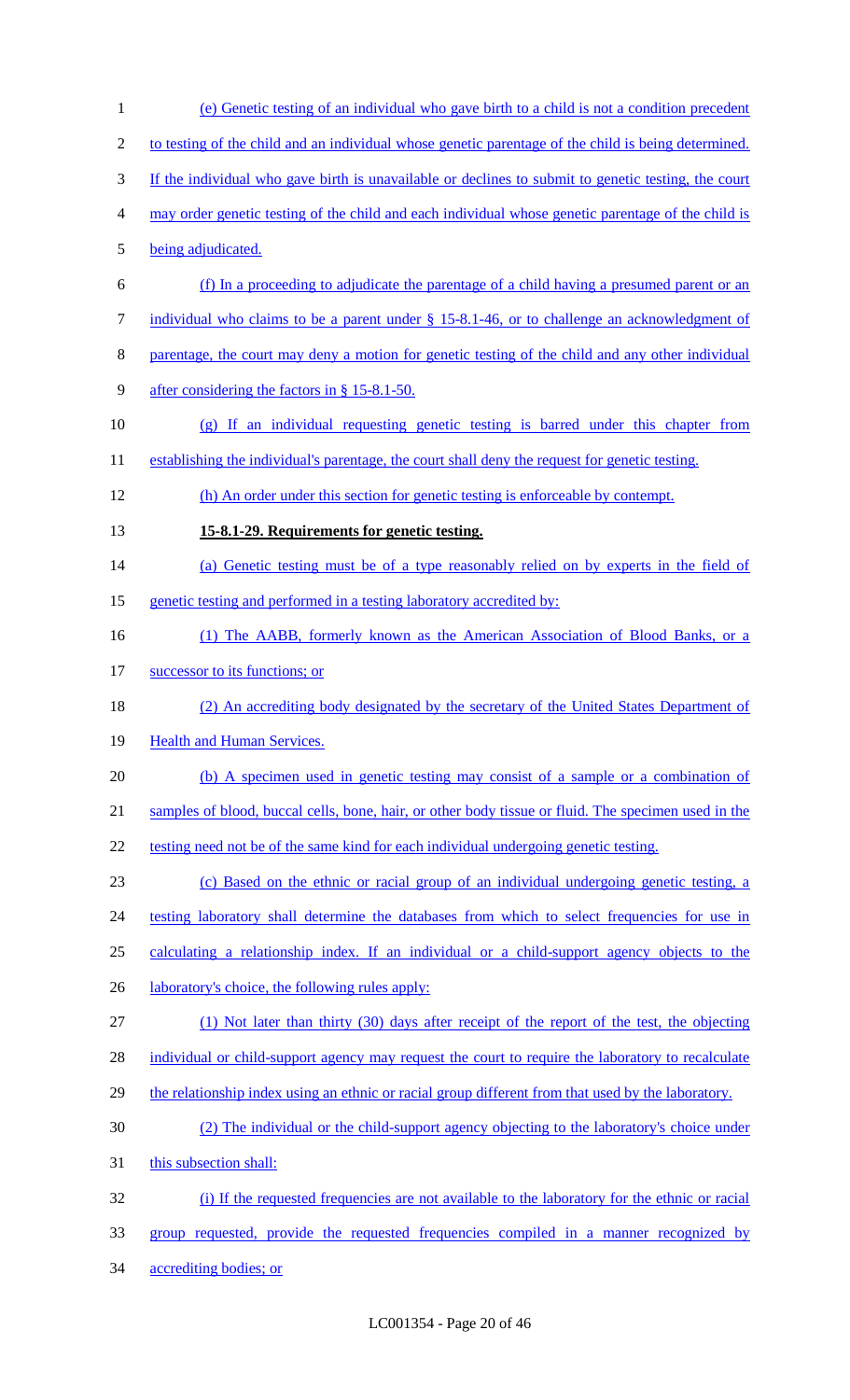(e) Genetic testing of an individual who gave birth to a child is not a condition precedent to testing of the child and an individual whose genetic parentage of the child is being determined. If the individual who gave birth is unavailable or declines to submit to genetic testing, the court may order genetic testing of the child and each individual whose genetic parentage of the child is being adjudicated.

(f) In a proceeding to adjudicate the parentage of a child having a presumed parent or an individual who claims to be a parent under § 15-8.1-46, or to challenge an acknowledgment of parentage, the court may deny a motion for genetic testing of the child and any other individual after considering the factors in § 15-8.1-50.

(g) If an individual requesting genetic testing is barred under this chapter from establishing the individual's parentage, the court shall deny the request for genetic testing.

(h) An order under this section for genetic testing is enforceable by contempt.

**15-8.1-29. Requirements for genetic testing.**

(a) Genetic testing must be of a type reasonably relied on by experts in the field of genetic testing and performed in a testing laboratory accredited by:

(1) The AABB, formerly known as the American Association of Blood Banks, or a successor to its functions; or

(2) An accrediting body designated by the secretary of the United States Department of Health and Human Services.

(b) A specimen used in genetic testing may consist of a sample or a combination of samples of blood, buccal cells, bone, hair, or other body tissue or fluid. The specimen used in the testing need not be of the same kind for each individual undergoing genetic testing.

(c) Based on the ethnic or racial group of an individual undergoing genetic testing, a testing laboratory shall determine the databases from which to select frequencies for use in calculating a relationship index. If an individual or a child-support agency objects to the laboratory's choice, the following rules apply:

(1) Not later than thirty (30) days after receipt of the report of the test, the objecting individual or child-support agency may request the court to require the laboratory to recalculate the relationship index using an ethnic or racial group different from that used by the laboratory.

(2) The individual or the child-support agency objecting to the laboratory's choice under this subsection shall:

(i) If the requested frequencies are not available to the laboratory for the ethnic or racial group requested, provide the requested frequencies compiled in a manner recognized by accrediting bodies; or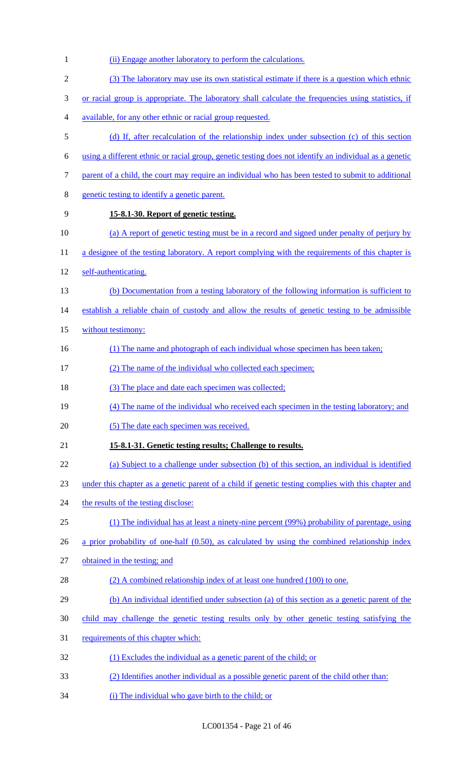(ii) Engage another laboratory to perform the calculations.

(3) The laboratory may use its own statistical estimate if there is a question which ethnic or racial group is appropriate. The laboratory shall calculate the frequencies using statistics, if available, for any other ethnic or racial group requested.

(d) If, after recalculation of the relationship index under subsection (c) of this section using a different ethnic or racial group, genetic testing does not identify an individual as a genetic parent of a child, the court may require an individual who has been tested to submit to additional genetic testing to identify a genetic parent.

**15-8.1-30. Report of genetic testing.**

(a) A report of genetic testing must be in a record and signed under penalty of perjury by a designee of the testing laboratory. A report complying with the requirements of this chapter is self-authenticating.

(b) Documentation from a testing laboratory of the following information is sufficient to establish a reliable chain of custody and allow the results of genetic testing to be admissible without testimony:

(1) The name and photograph of each individual whose specimen has been taken;

(2) The name of the individual who collected each specimen;

(3) The place and date each specimen was collected;

(4) The name of the individual who received each specimen in the testing laboratory; and

(5) The date each specimen was received.

**15-8.1-31. Genetic testing results; Challenge to results.**

(a) Subject to a challenge under subsection (b) of this section, an individual is identified under this chapter as a genetic parent of a child if genetic testing complies with this chapter and the results of the testing disclose:

(1) The individual has at least a ninety-nine percent (99%) probability of parentage, using a prior probability of one-half (0.50), as calculated by using the combined relationship index obtained in the testing; and

(2) A combined relationship index of at least one hundred (100) to one.

(b) An individual identified under subsection (a) of this section as a genetic parent of the child may challenge the genetic testing results only by other genetic testing satisfying the requirements of this chapter which:

(1) Excludes the individual as a genetic parent of the child; or

(2) Identifies another individual as a possible genetic parent of the child other than:

(i) The individual who gave birth to the child; or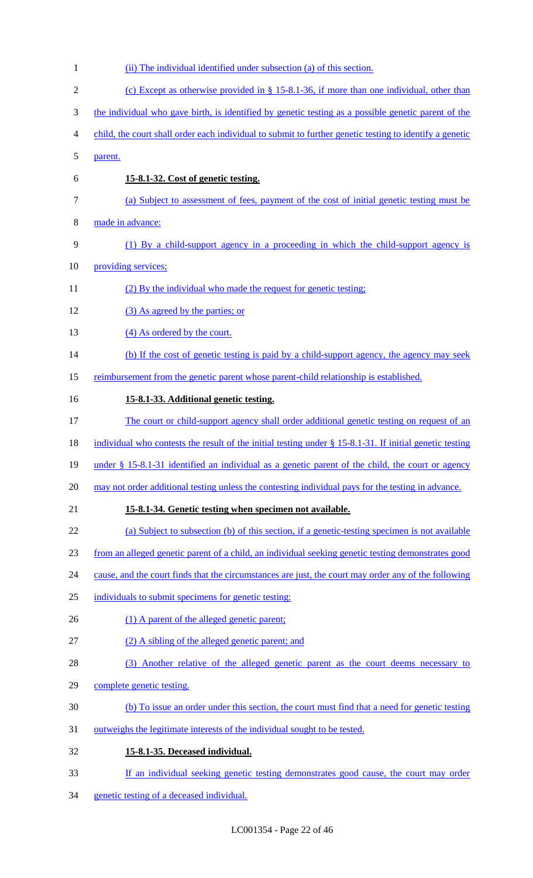(ii) The individual identified under subsection (a) of this section.

(c) Except as otherwise provided in § 15-8.1-36, if more than one individual, other than the individual who gave birth, is identified by genetic testing as a possible genetic parent of the child, the court shall order each individual to submit to further genetic testing to identify a genetic parent.

**15-8.1-32. Cost of genetic testing.**

(a) Subject to assessment of fees, payment of the cost of initial genetic testing must be made in advance:

(1) By a child-support agency in a proceeding in which the child-support agency is providing services;

(2) By the individual who made the request for genetic testing;

(3) As agreed by the parties; or

(4) As ordered by the court.

(b) If the cost of genetic testing is paid by a child-support agency, the agency may seek reimbursement from the genetic parent whose parent-child relationship is established.

**15-8.1-33. Additional genetic testing.**

The court or child-support agency shall order additional genetic testing on request of an individual who contests the result of the initial testing under § 15-8.1-31. If initial genetic testing under § 15-8.1-31 identified an individual as a genetic parent of the child, the court or agency may not order additional testing unless the contesting individual pays for the testing in advance.

**15-8.1-34. Genetic testing when specimen not available.**

(a) Subject to subsection (b) of this section, if a genetic-testing specimen is not available from an alleged genetic parent of a child, an individual seeking genetic testing demonstrates good cause, and the court finds that the circumstances are just, the court may order any of the following individuals to submit specimens for genetic testing:

(1) A parent of the alleged genetic parent;

(2) A sibling of the alleged genetic parent; and

(3) Another relative of the alleged genetic parent as the court deems necessary to complete genetic testing.

(b) To issue an order under this section, the court must find that a need for genetic testing outweighs the legitimate interests of the individual sought to be tested.

**15-8.1-35. Deceased individual.**

If an individual seeking genetic testing demonstrates good cause, the court may order genetic testing of a deceased individual.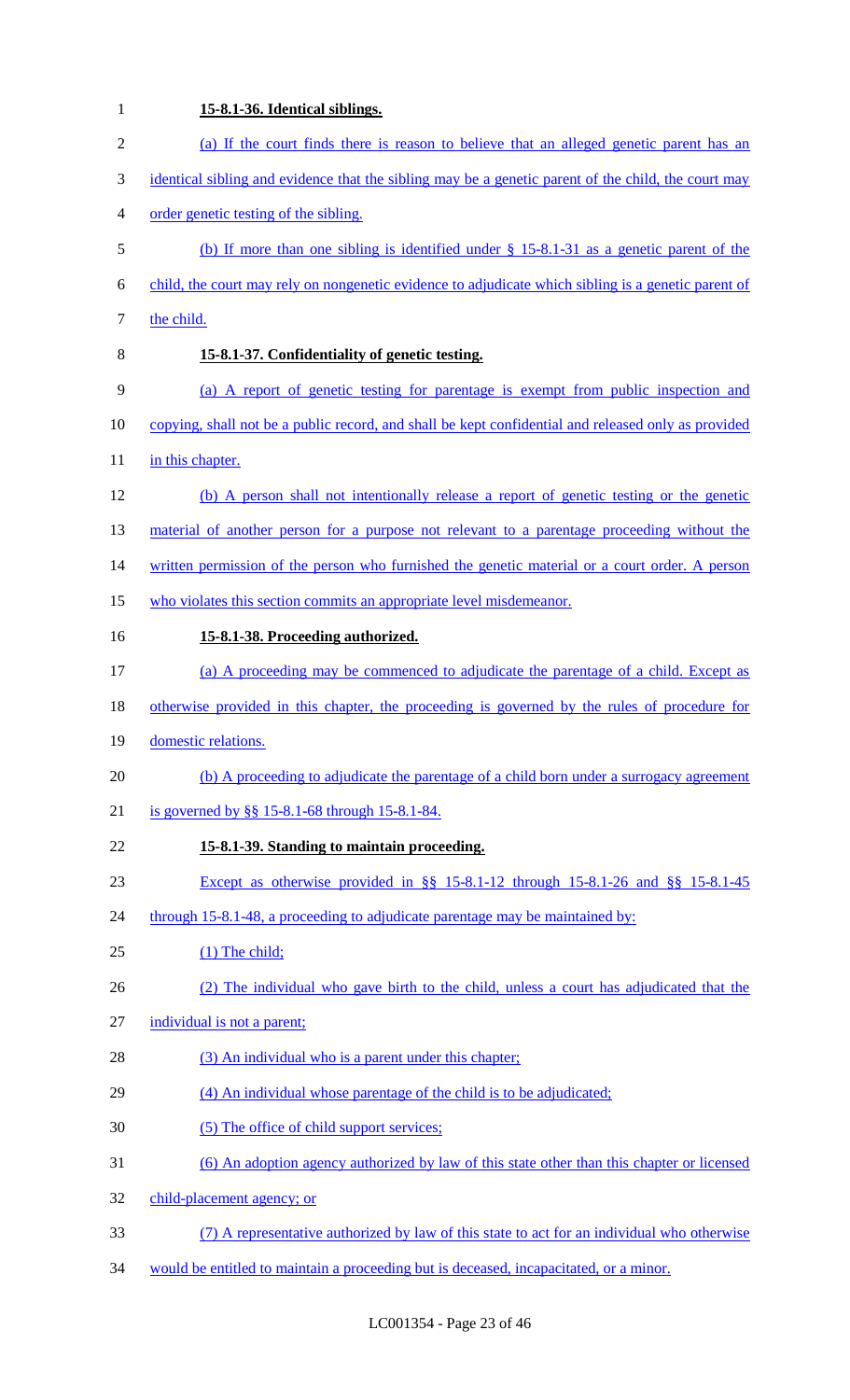**15-8.1-36. Identical siblings.**

(a) If the court finds there is reason to believe that an alleged genetic parent has an identical sibling and evidence that the sibling may be a genetic parent of the child, the court may order genetic testing of the sibling.

(b) If more than one sibling is identified under § 15-8.1-31 as a genetic parent of the child, the court may rely on nongenetic evidence to adjudicate which sibling is a genetic parent of the child.

**15-8.1-37. Confidentiality of genetic testing.**

(a) A report of genetic testing for parentage is exempt from public inspection and copying, shall not be a public record, and shall be kept confidential and released only as provided in this chapter.

(b) A person shall not intentionally release a report of genetic testing or the genetic material of another person for a purpose not relevant to a parentage proceeding without the written permission of the person who furnished the genetic material or a court order. A person who violates this section commits an appropriate level misdemeanor.

**15-8.1-38. Proceeding authorized.**

(a) A proceeding may be commenced to adjudicate the parentage of a child. Except as otherwise provided in this chapter, the proceeding is governed by the rules of procedure for domestic relations.

(b) A proceeding to adjudicate the parentage of a child born under a surrogacy agreement is governed by §§ 15-8.1-68 through 15-8.1-84.

**15-8.1-39. Standing to maintain proceeding.**

Except as otherwise provided in §§ 15-8.1-12 through 15-8.1-26 and §§ 15-8.1-45 through 15-8.1-48, a proceeding to adjudicate parentage may be maintained by:

(1) The child;

(2) The individual who gave birth to the child, unless a court has adjudicated that the individual is not a parent;

(3) An individual who is a parent under this chapter;

(4) An individual whose parentage of the child is to be adjudicated;

(5) The office of child support services;

(6) An adoption agency authorized by law of this state other than this chapter or licensed child-placement agency; or

(7) A representative authorized by law of this state to act for an individual who otherwise would be entitled to maintain a proceeding but is deceased, incapacitated, or a minor.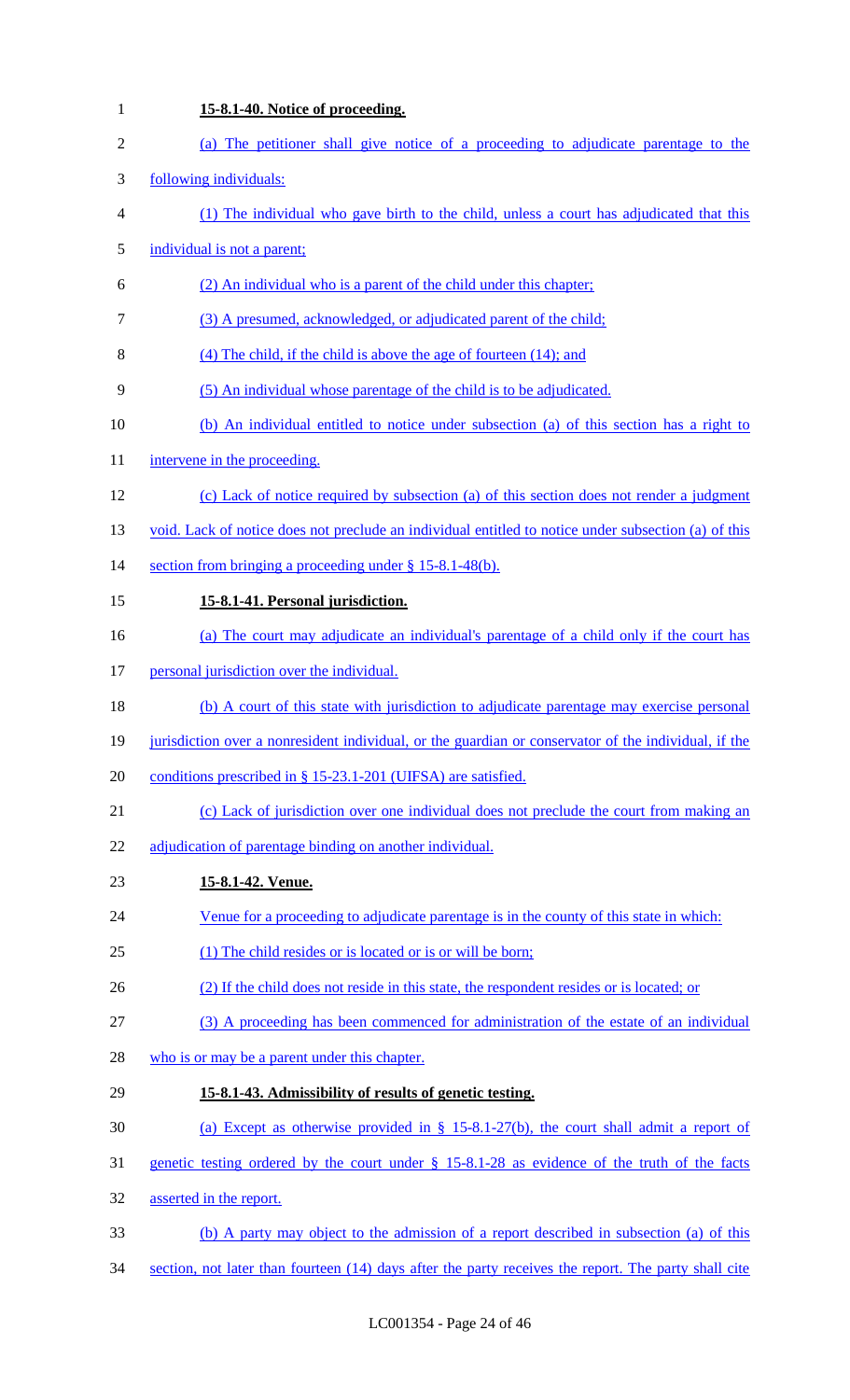**15-8.1-40. Notice of proceeding.**

(a) The petitioner shall give notice of a proceeding to adjudicate parentage to the following individuals:

(1) The individual who gave birth to the child, unless a court has adjudicated that this individual is not a parent;

(2) An individual who is a parent of the child under this chapter;

(3) A presumed, acknowledged, or adjudicated parent of the child;

(4) The child, if the child is above the age of fourteen (14); and

(5) An individual whose parentage of the child is to be adjudicated.

(b) An individual entitled to notice under subsection (a) of this section has a right to intervene in the proceeding.

(c) Lack of notice required by subsection (a) of this section does not render a judgment void. Lack of notice does not preclude an individual entitled to notice under subsection (a) of this section from bringing a proceeding under § 15-8.1-48(b).

**15-8.1-41. Personal jurisdiction.**

(a) The court may adjudicate an individual's parentage of a child only if the court has personal jurisdiction over the individual.

(b) A court of this state with jurisdiction to adjudicate parentage may exercise personal jurisdiction over a nonresident individual, or the guardian or conservator of the individual, if the conditions prescribed in § 15-23.1-201 (UIFSA) are satisfied.

(c) Lack of jurisdiction over one individual does not preclude the court from making an adjudication of parentage binding on another individual.

**15-8.1-42. Venue.**

Venue for a proceeding to adjudicate parentage is in the county of this state in which:

(1) The child resides or is located or is or will be born;

(2) If the child does not reside in this state, the respondent resides or is located; or

(3) A proceeding has been commenced for administration of the estate of an individual who is or may be a parent under this chapter.

**15-8.1-43. Admissibility of results of genetic testing.**

(a) Except as otherwise provided in § 15-8.1-27(b), the court shall admit a report of genetic testing ordered by the court under § 15-8.1-28 as evidence of the truth of the facts asserted in the report.

(b) A party may object to the admission of a report described in subsection (a) of this section, not later than fourteen (14) days after the party receives the report. The party shall cite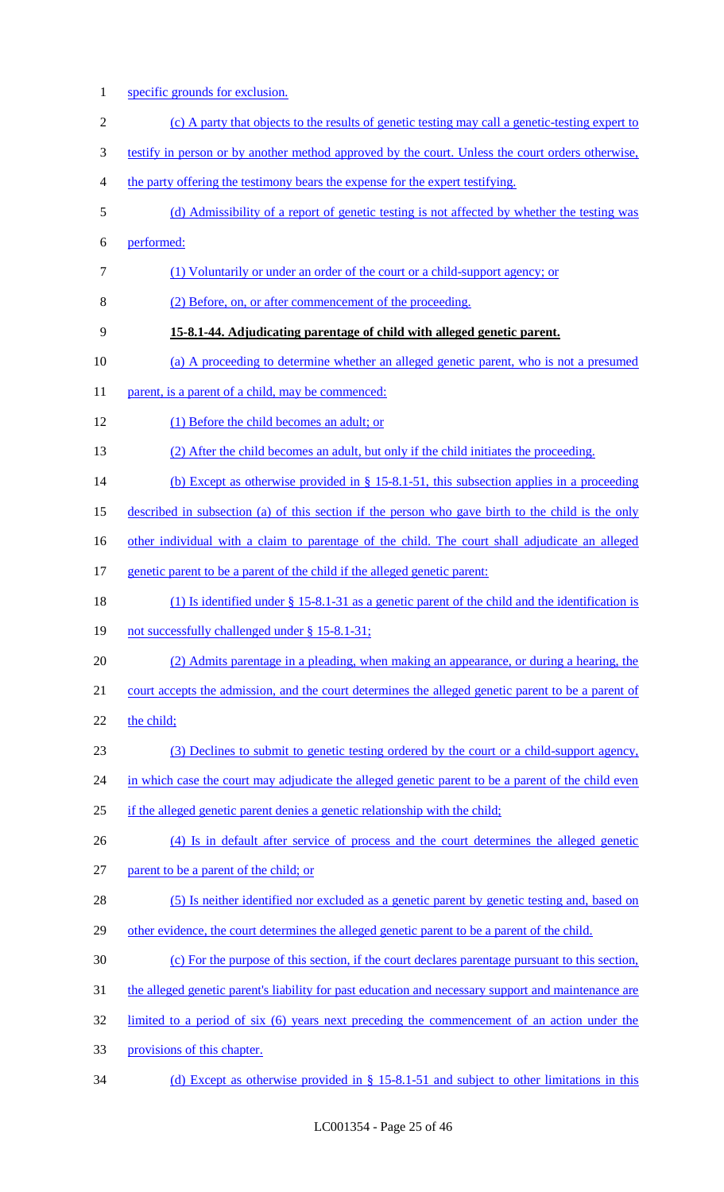specific grounds for exclusion.

(c) A party that objects to the results of genetic testing may call a genetic-testing expert to testify in person or by another method approved by the court. Unless the court orders otherwise, the party offering the testimony bears the expense for the expert testifying.

(d) Admissibility of a report of genetic testing is not affected by whether the testing was performed:

(1) Voluntarily or under an order of the court or a child-support agency; or

(2) Before, on, or after commencement of the proceeding.

**15-8.1-44. Adjudicating parentage of child with alleged genetic parent.**

(a) A proceeding to determine whether an alleged genetic parent, who is not a presumed parent, is a parent of a child, may be commenced:

(1) Before the child becomes an adult; or

(2) After the child becomes an adult, but only if the child initiates the proceeding.

(b) Except as otherwise provided in § 15-8.1-51, this subsection applies in a proceeding described in subsection (a) of this section if the person who gave birth to the child is the only other individual with a claim to parentage of the child. The court shall adjudicate an alleged genetic parent to be a parent of the child if the alleged genetic parent:

(1) Is identified under § 15-8.1-31 as a genetic parent of the child and the identification is not successfully challenged under § 15-8.1-31;

(2) Admits parentage in a pleading, when making an appearance, or during a hearing, the court accepts the admission, and the court determines the alleged genetic parent to be a parent of the child;

(3) Declines to submit to genetic testing ordered by the court or a child-support agency, in which case the court may adjudicate the alleged genetic parent to be a parent of the child even if the alleged genetic parent denies a genetic relationship with the child;

(4) Is in default after service of process and the court determines the alleged genetic parent to be a parent of the child; or

(5) Is neither identified nor excluded as a genetic parent by genetic testing and, based on other evidence, the court determines the alleged genetic parent to be a parent of the child.

(c) For the purpose of this section, if the court declares parentage pursuant to this section, the alleged genetic parent's liability for past education and necessary support and maintenance are limited to a period of six (6) years next preceding the commencement of an action under the provisions of this chapter.

(d) Except as otherwise provided in § 15-8.1-51 and subject to other limitations in this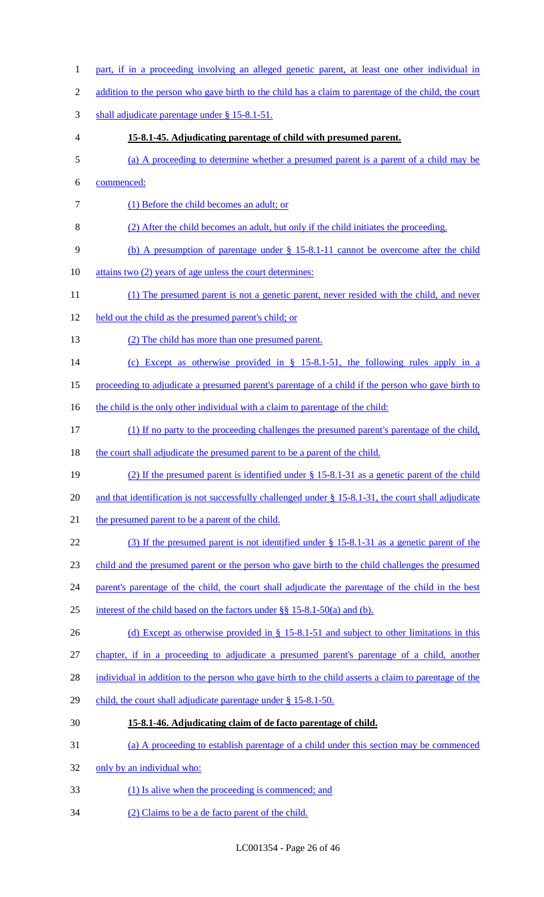part, if in a proceeding involving an alleged genetic parent, at least one other individual in addition to the person who gave birth to the child has a claim to parentage of the child, the court shall adjudicate parentage under § 15-8.1-51.

**15-8.1-45. Adjudicating parentage of child with presumed parent.**

(a) A proceeding to determine whether a presumed parent is a parent of a child may be commenced:

(1) Before the child becomes an adult; or

(2) After the child becomes an adult, but only if the child initiates the proceeding.

(b) A presumption of parentage under § 15-8.1-11 cannot be overcome after the child attains two (2) years of age unless the court determines:

(1) The presumed parent is not a genetic parent, never resided with the child, and never held out the child as the presumed parent's child; or

(2) The child has more than one presumed parent.

(c) Except as otherwise provided in § 15-8.1-51, the following rules apply in a proceeding to adjudicate a presumed parent's parentage of a child if the person who gave birth to the child is the only other individual with a claim to parentage of the child:

(1) If no party to the proceeding challenges the presumed parent's parentage of the child, the court shall adjudicate the presumed parent to be a parent of the child.

(2) If the presumed parent is identified under § 15-8.1-31 as a genetic parent of the child and that identification is not successfully challenged under § 15-8.1-31, the court shall adjudicate the presumed parent to be a parent of the child.

(3) If the presumed parent is not identified under § 15-8.1-31 as a genetic parent of the child and the presumed parent or the person who gave birth to the child challenges the presumed parent's parentage of the child, the court shall adjudicate the parentage of the child in the best interest of the child based on the factors under §§ 15-8.1-50(a) and (b).

(d) Except as otherwise provided in § 15-8.1-51 and subject to other limitations in this chapter, if in a proceeding to adjudicate a presumed parent's parentage of a child, another individual in addition to the person who gave birth to the child asserts a claim to parentage of the child, the court shall adjudicate parentage under § 15-8.1-50.

**15-8.1-46. Adjudicating claim of de facto parentage of child.**

(a) A proceeding to establish parentage of a child under this section may be commenced only by an individual who:

(1) Is alive when the proceeding is commenced; and

(2) Claims to be a de facto parent of the child.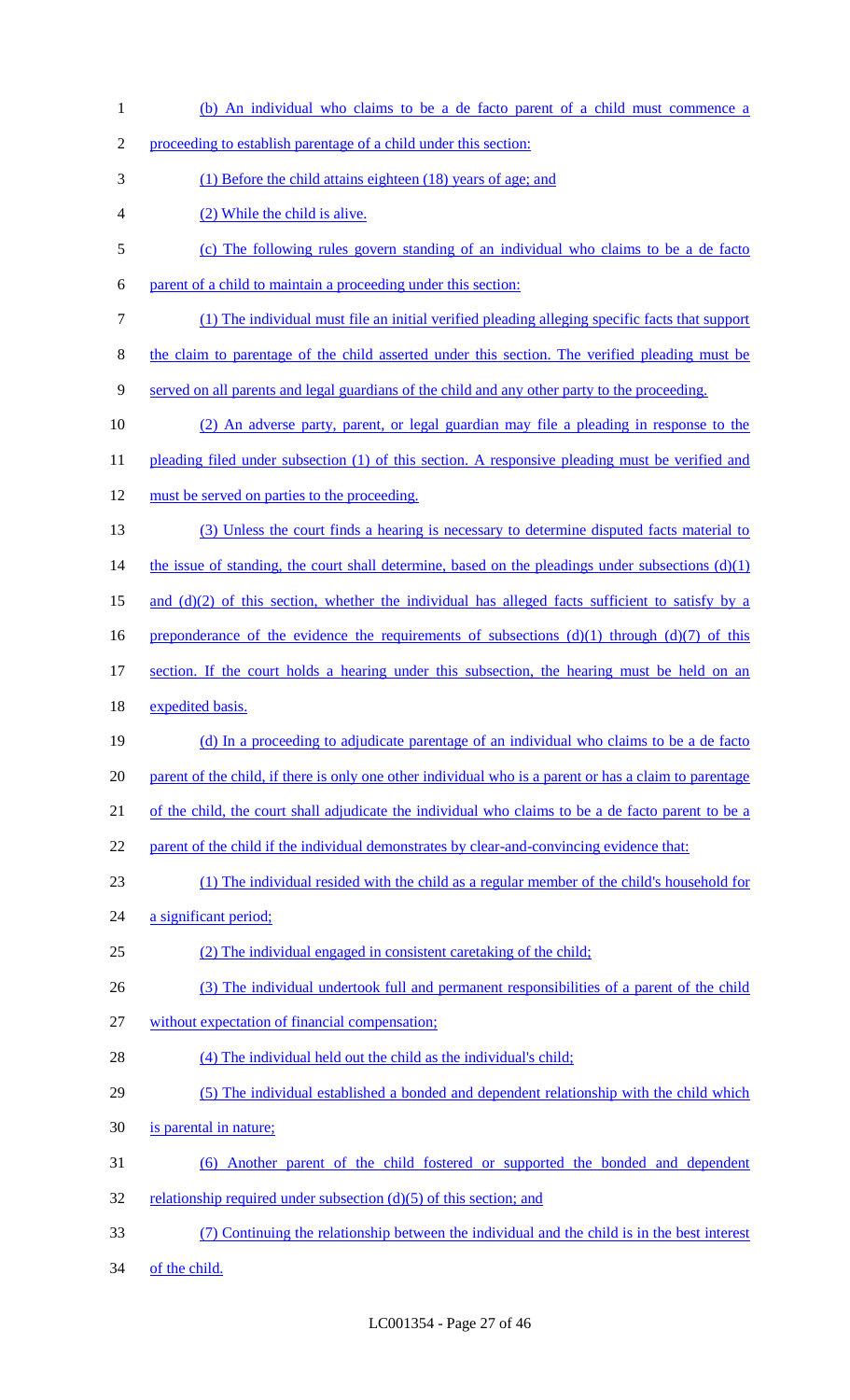(b) An individual who claims to be a de facto parent of a child must commence a proceeding to establish parentage of a child under this section:

(1) Before the child attains eighteen (18) years of age; and

(2) While the child is alive.

(c) The following rules govern standing of an individual who claims to be a de facto parent of a child to maintain a proceeding under this section:

(1) The individual must file an initial verified pleading alleging specific facts that support the claim to parentage of the child asserted under this section. The verified pleading must be served on all parents and legal guardians of the child and any other party to the proceeding.

(2) An adverse party, parent, or legal guardian may file a pleading in response to the pleading filed under subsection (1) of this section. A responsive pleading must be verified and must be served on parties to the proceeding.

(3) Unless the court finds a hearing is necessary to determine disputed facts material to the issue of standing, the court shall determine, based on the pleadings under subsections (d)(1) and (d)(2) of this section, whether the individual has alleged facts sufficient to satisfy by a preponderance of the evidence the requirements of subsections (d)(1) through (d)(7) of this section. If the court holds a hearing under this subsection, the hearing must be held on an expedited basis.

(d) In a proceeding to adjudicate parentage of an individual who claims to be a de facto parent of the child, if there is only one other individual who is a parent or has a claim to parentage of the child, the court shall adjudicate the individual who claims to be a de facto parent to be a parent of the child if the individual demonstrates by clear-and-convincing evidence that:

(1) The individual resided with the child as a regular member of the child's household for a significant period;

(2) The individual engaged in consistent caretaking of the child;

(3) The individual undertook full and permanent responsibilities of a parent of the child without expectation of financial compensation;

(4) The individual held out the child as the individual's child;

(5) The individual established a bonded and dependent relationship with the child which is parental in nature;

(6) Another parent of the child fostered or supported the bonded and dependent relationship required under subsection (d)(5) of this section; and

(7) Continuing the relationship between the individual and the child is in the best interest of the child.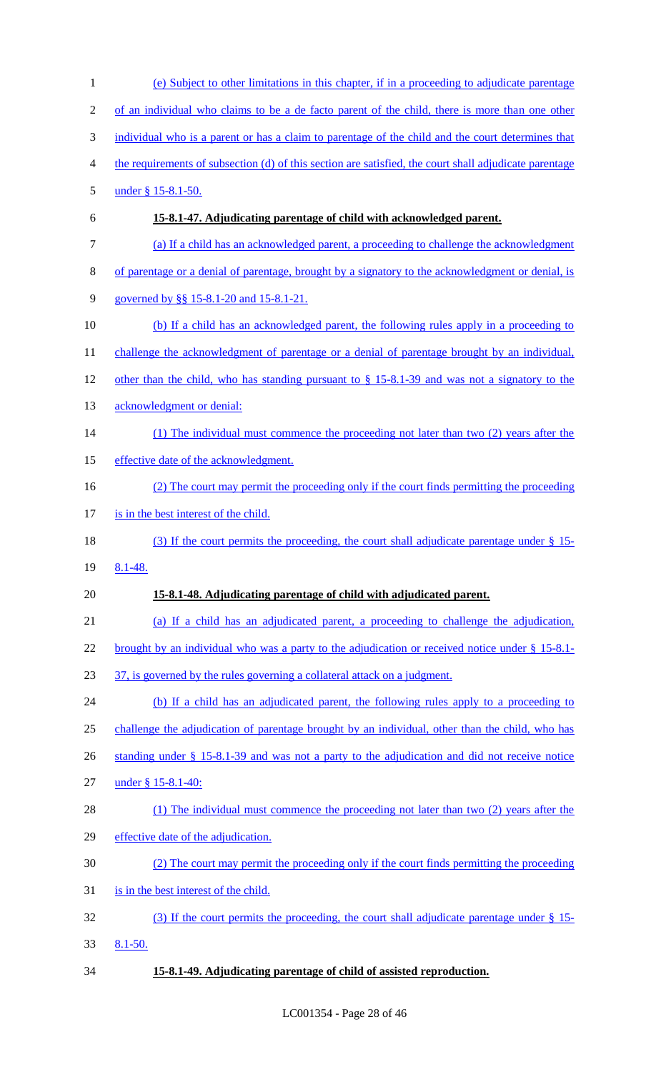(e) Subject to other limitations in this chapter, if in a proceeding to adjudicate parentage of an individual who claims to be a de facto parent of the child, there is more than one other individual who is a parent or has a claim to parentage of the child and the court determines that the requirements of subsection (d) of this section are satisfied, the court shall adjudicate parentage under § 15-8.1-50.

**15-8.1-47. Adjudicating parentage of child with acknowledged parent.**

(a) If a child has an acknowledged parent, a proceeding to challenge the acknowledgment of parentage or a denial of parentage, brought by a signatory to the acknowledgment or denial, is governed by §§ 15-8.1-20 and 15-8.1-21.

(b) If a child has an acknowledged parent, the following rules apply in a proceeding to challenge the acknowledgment of parentage or a denial of parentage brought by an individual, other than the child, who has standing pursuant to § 15-8.1-39 and was not a signatory to the acknowledgment or denial:

(1) The individual must commence the proceeding not later than two (2) years after the effective date of the acknowledgment.

(2) The court may permit the proceeding only if the court finds permitting the proceeding is in the best interest of the child.

(3) If the court permits the proceeding, the court shall adjudicate parentage under § 15-8.1-48.

**15-8.1-48. Adjudicating parentage of child with adjudicated parent.**

(a) If a child has an adjudicated parent, a proceeding to challenge the adjudication, brought by an individual who was a party to the adjudication or received notice under § 15-8.1-37, is governed by the rules governing a collateral attack on a judgment.

(b) If a child has an adjudicated parent, the following rules apply to a proceeding to challenge the adjudication of parentage brought by an individual, other than the child, who has standing under § 15-8.1-39 and was not a party to the adjudication and did not receive notice under § 15-8.1-40:

(1) The individual must commence the proceeding not later than two (2) years after the effective date of the adjudication.

(2) The court may permit the proceeding only if the court finds permitting the proceeding is in the best interest of the child.

(3) If the court permits the proceeding, the court shall adjudicate parentage under § 15-8.1-50.

**15-8.1-49. Adjudicating parentage of child of assisted reproduction.**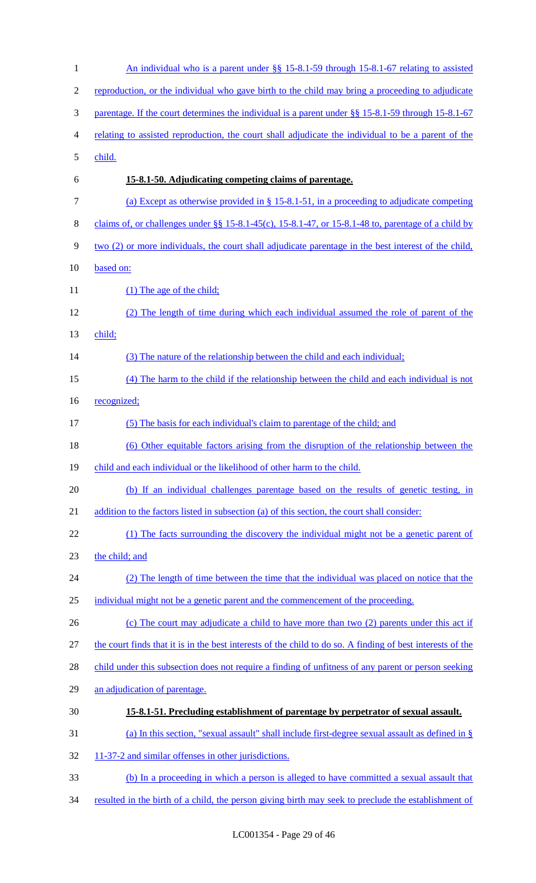An individual who is a parent under §§ 15-8.1-59 through 15-8.1-67 relating to assisted reproduction, or the individual who gave birth to the child may bring a proceeding to adjudicate parentage. If the court determines the individual is a parent under §§ 15-8.1-59 through 15-8.1-67 relating to assisted reproduction, the court shall adjudicate the individual to be a parent of the child.

**15-8.1-50. Adjudicating competing claims of parentage.**

(a) Except as otherwise provided in § 15-8.1-51, in a proceeding to adjudicate competing claims of, or challenges under §§ 15-8.1-45(c), 15-8.1-47, or 15-8.1-48 to, parentage of a child by two (2) or more individuals, the court shall adjudicate parentage in the best interest of the child, based on:

(1) The age of the child;

(2) The length of time during which each individual assumed the role of parent of the child;

(3) The nature of the relationship between the child and each individual;

(4) The harm to the child if the relationship between the child and each individual is not recognized;

(5) The basis for each individual's claim to parentage of the child; and

(6) Other equitable factors arising from the disruption of the relationship between the child and each individual or the likelihood of other harm to the child.

(b) If an individual challenges parentage based on the results of genetic testing, in addition to the factors listed in subsection (a) of this section, the court shall consider:

(1) The facts surrounding the discovery the individual might not be a genetic parent of the child; and

(2) The length of time between the time that the individual was placed on notice that the individual might not be a genetic parent and the commencement of the proceeding.

(c) The court may adjudicate a child to have more than two (2) parents under this act if the court finds that it is in the best interests of the child to do so. A finding of best interests of the child under this subsection does not require a finding of unfitness of any parent or person seeking an adjudication of parentage.

**15-8.1-51. Precluding establishment of parentage by perpetrator of sexual assault.**

(a) In this section, "sexual assault" shall include first-degree sexual assault as defined in § 11-37-2 and similar offenses in other jurisdictions.

(b) In a proceeding in which a person is alleged to have committed a sexual assault that resulted in the birth of a child, the person giving birth may seek to preclude the establishment of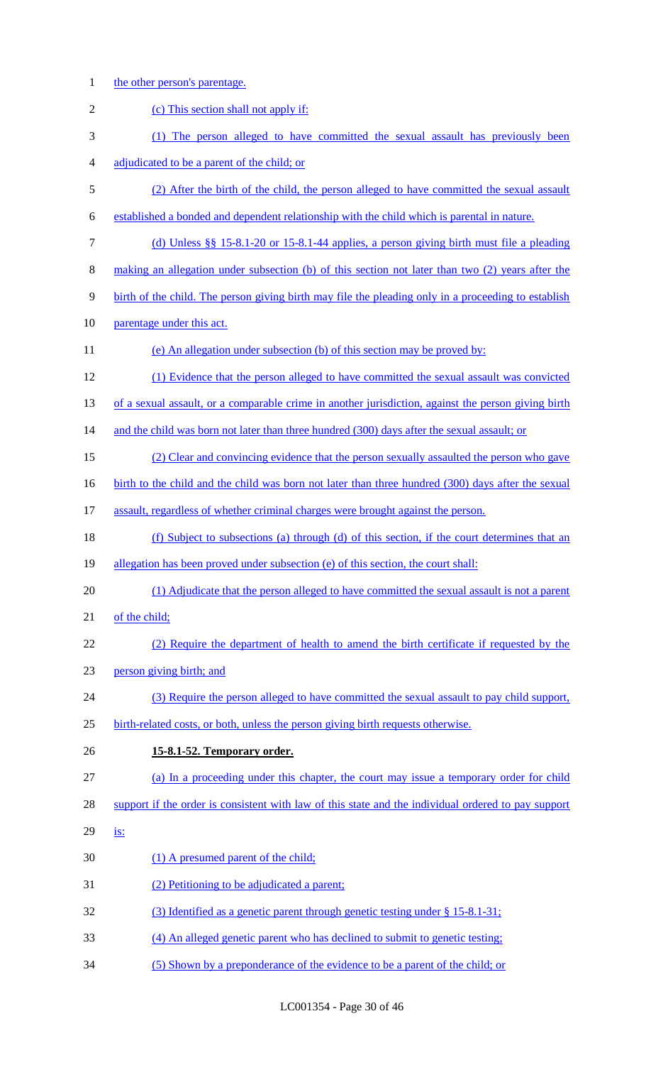the other person's parentage.

(c) This section shall not apply if:

(1) The person alleged to have committed the sexual assault has previously been adjudicated to be a parent of the child; or

(2) After the birth of the child, the person alleged to have committed the sexual assault established a bonded and dependent relationship with the child which is parental in nature.

(d) Unless §§ 15-8.1-20 or 15-8.1-44 applies, a person giving birth must file a pleading making an allegation under subsection (b) of this section not later than two (2) years after the birth of the child. The person giving birth may file the pleading only in a proceeding to establish parentage under this act.

(e) An allegation under subsection (b) of this section may be proved by:

(1) Evidence that the person alleged to have committed the sexual assault was convicted of a sexual assault, or a comparable crime in another jurisdiction, against the person giving birth and the child was born not later than three hundred (300) days after the sexual assault; or

(2) Clear and convincing evidence that the person sexually assaulted the person who gave birth to the child and the child was born not later than three hundred (300) days after the sexual assault, regardless of whether criminal charges were brought against the person.

(f) Subject to subsections (a) through (d) of this section, if the court determines that an allegation has been proved under subsection (e) of this section, the court shall:

(1) Adjudicate that the person alleged to have committed the sexual assault is not a parent of the child;

(2) Require the department of health to amend the birth certificate if requested by the person giving birth; and

(3) Require the person alleged to have committed the sexual assault to pay child support, birth-related costs, or both, unless the person giving birth requests otherwise.

**15-8.1-52. Temporary order.**

(a) In a proceeding under this chapter, the court may issue a temporary order for child support if the order is consistent with law of this state and the individual ordered to pay support is:

(1) A presumed parent of the child;

(2) Petitioning to be adjudicated a parent;

(3) Identified as a genetic parent through genetic testing under § 15-8.1-31;

(4) An alleged genetic parent who has declined to submit to genetic testing;

(5) Shown by a preponderance of the evidence to be a parent of the child; or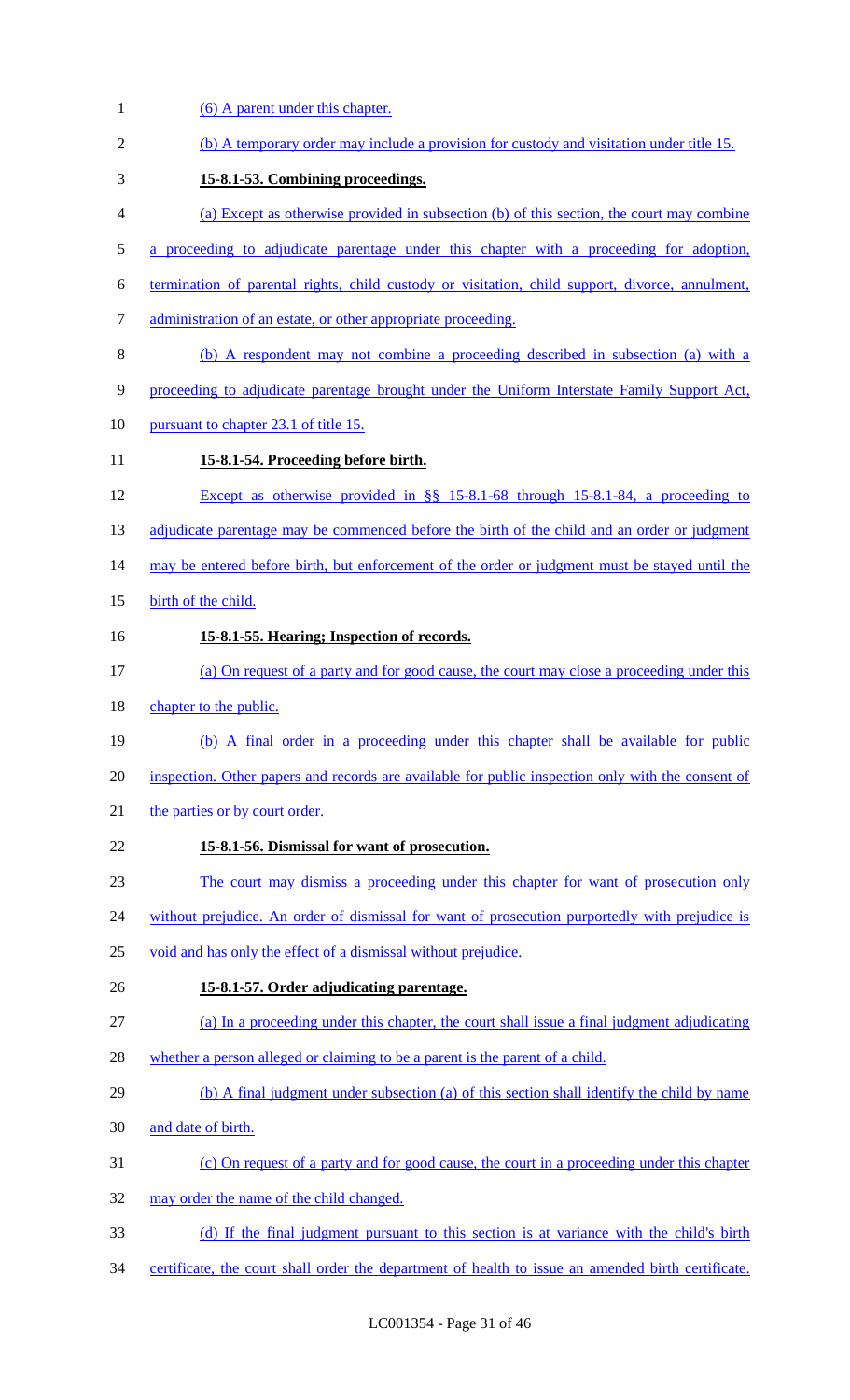(6) A parent under this chapter.

(b) A temporary order may include a provision for custody and visitation under title 15.

**15-8.1-53. Combining proceedings.**

(a) Except as otherwise provided in subsection (b) of this section, the court may combine a proceeding to adjudicate parentage under this chapter with a proceeding for adoption, termination of parental rights, child custody or visitation, child support, divorce, annulment, administration of an estate, or other appropriate proceeding.

(b) A respondent may not combine a proceeding described in subsection (a) with a proceeding to adjudicate parentage brought under the Uniform Interstate Family Support Act, pursuant to chapter 23.1 of title 15.

**15-8.1-54. Proceeding before birth.**

Except as otherwise provided in §§ 15-8.1-68 through 15-8.1-84, a proceeding to adjudicate parentage may be commenced before the birth of the child and an order or judgment may be entered before birth, but enforcement of the order or judgment must be stayed until the birth of the child.

**15-8.1-55. Hearing; Inspection of records.**

(a) On request of a party and for good cause, the court may close a proceeding under this chapter to the public.

(b) A final order in a proceeding under this chapter shall be available for public inspection. Other papers and records are available for public inspection only with the consent of the parties or by court order.

**15-8.1-56. Dismissal for want of prosecution.**

The court may dismiss a proceeding under this chapter for want of prosecution only without prejudice. An order of dismissal for want of prosecution purportedly with prejudice is void and has only the effect of a dismissal without prejudice.

**15-8.1-57. Order adjudicating parentage.**

(a) In a proceeding under this chapter, the court shall issue a final judgment adjudicating whether a person alleged or claiming to be a parent is the parent of a child.

(b) A final judgment under subsection (a) of this section shall identify the child by name and date of birth.

(c) On request of a party and for good cause, the court in a proceeding under this chapter may order the name of the child changed.

(d) If the final judgment pursuant to this section is at variance with the child's birth certificate, the court shall order the department of health to issue an amended birth certificate.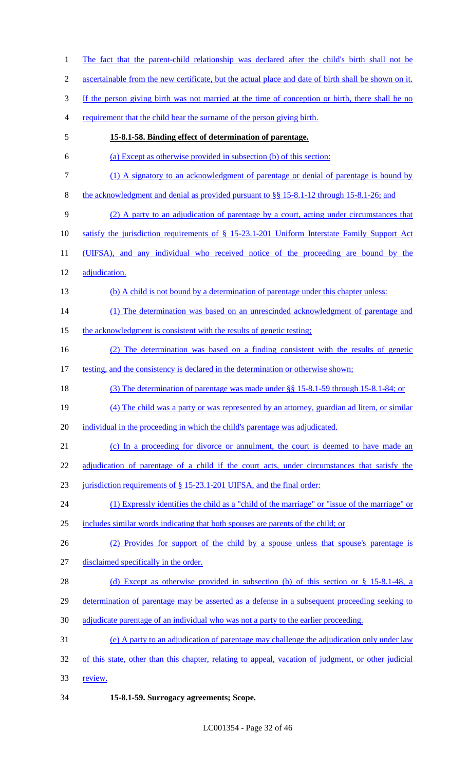The fact that the parent-child relationship was declared after the child's birth shall not be ascertainable from the new certificate, but the actual place and date of birth shall be shown on it. If the person giving birth was not married at the time of conception or birth, there shall be no requirement that the child bear the surname of the person giving birth.

**15-8.1-58. Binding effect of determination of parentage.**

(a) Except as otherwise provided in subsection (b) of this section:

(1) A signatory to an acknowledgment of parentage or denial of parentage is bound by the acknowledgment and denial as provided pursuant to §§ 15-8.1-12 through 15-8.1-26; and

(2) A party to an adjudication of parentage by a court, acting under circumstances that satisfy the jurisdiction requirements of § 15-23.1-201 Uniform Interstate Family Support Act (UIFSA), and any individual who received notice of the proceeding are bound by the adjudication.

(b) A child is not bound by a determination of parentage under this chapter unless:

(1) The determination was based on an unrescinded acknowledgment of parentage and the acknowledgment is consistent with the results of genetic testing;

(2) The determination was based on a finding consistent with the results of genetic testing, and the consistency is declared in the determination or otherwise shown;

(3) The determination of parentage was made under §§ 15-8.1-59 through 15-8.1-84; or

(4) The child was a party or was represented by an attorney, guardian ad litem, or similar individual in the proceeding in which the child's parentage was adjudicated.

(c) In a proceeding for divorce or annulment, the court is deemed to have made an adjudication of parentage of a child if the court acts, under circumstances that satisfy the jurisdiction requirements of § 15-23.1-201 UIFSA, and the final order:

(1) Expressly identifies the child as a "child of the marriage" or "issue of the marriage" or includes similar words indicating that both spouses are parents of the child; or

(2) Provides for support of the child by a spouse unless that spouse's parentage is disclaimed specifically in the order.

(d) Except as otherwise provided in subsection (b) of this section or § 15-8.1-48, a determination of parentage may be asserted as a defense in a subsequent proceeding seeking to adjudicate parentage of an individual who was not a party to the earlier proceeding.

(e) A party to an adjudication of parentage may challenge the adjudication only under law of this state, other than this chapter, relating to appeal, vacation of judgment, or other judicial review.

**15-8.1-59. Surrogacy agreements; Scope.**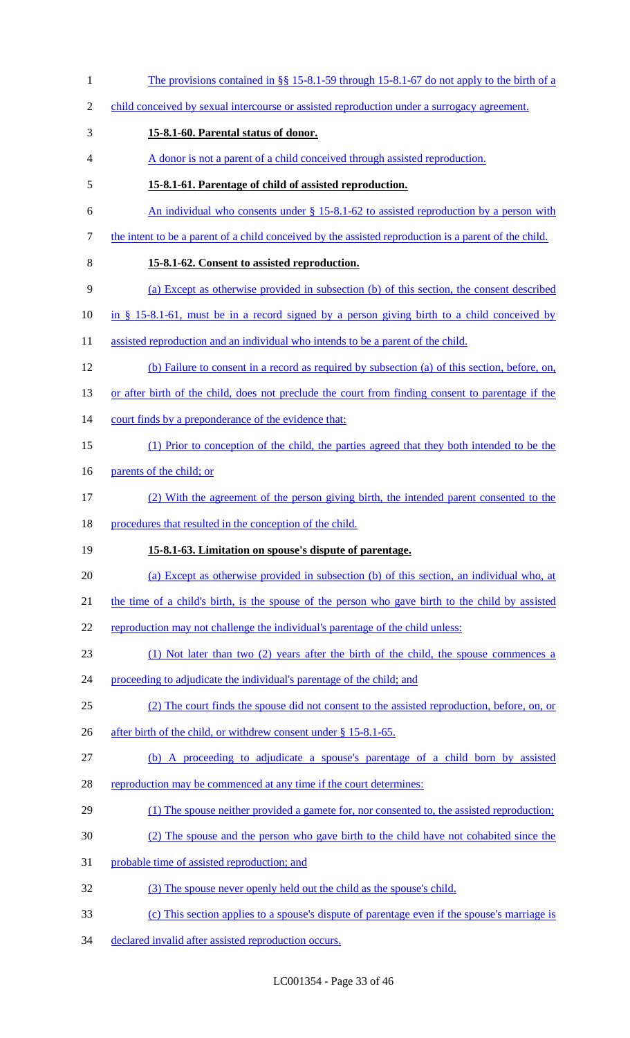The provisions contained in §§ 15-8.1-59 through 15-8.1-67 do not apply to the birth of a child conceived by sexual intercourse or assisted reproduction under a surrogacy agreement.

**15-8.1-60. Parental status of donor.**

A donor is not a parent of a child conceived through assisted reproduction.

**15-8.1-61. Parentage of child of assisted reproduction.**

An individual who consents under § 15-8.1-62 to assisted reproduction by a person with the intent to be a parent of a child conceived by the assisted reproduction is a parent of the child.

**15-8.1-62. Consent to assisted reproduction.**

(a) Except as otherwise provided in subsection (b) of this section, the consent described in § 15-8.1-61, must be in a record signed by a person giving birth to a child conceived by assisted reproduction and an individual who intends to be a parent of the child.

(b) Failure to consent in a record as required by subsection (a) of this section, before, on, or after birth of the child, does not preclude the court from finding consent to parentage if the court finds by a preponderance of the evidence that:

(1) Prior to conception of the child, the parties agreed that they both intended to be the parents of the child; or

(2) With the agreement of the person giving birth, the intended parent consented to the procedures that resulted in the conception of the child.

**15-8.1-63. Limitation on spouse's dispute of parentage.**

(a) Except as otherwise provided in subsection (b) of this section, an individual who, at the time of a child's birth, is the spouse of the person who gave birth to the child by assisted reproduction may not challenge the individual's parentage of the child unless:

(1) Not later than two (2) years after the birth of the child, the spouse commences a proceeding to adjudicate the individual's parentage of the child; and

(2) The court finds the spouse did not consent to the assisted reproduction, before, on, or after birth of the child, or withdrew consent under § 15-8.1-65.

(b) A proceeding to adjudicate a spouse's parentage of a child born by assisted reproduction may be commenced at any time if the court determines:

(1) The spouse neither provided a gamete for, nor consented to, the assisted reproduction;

(2) The spouse and the person who gave birth to the child have not cohabited since the probable time of assisted reproduction; and

(3) The spouse never openly held out the child as the spouse's child.

(c) This section applies to a spouse's dispute of parentage even if the spouse's marriage is declared invalid after assisted reproduction occurs.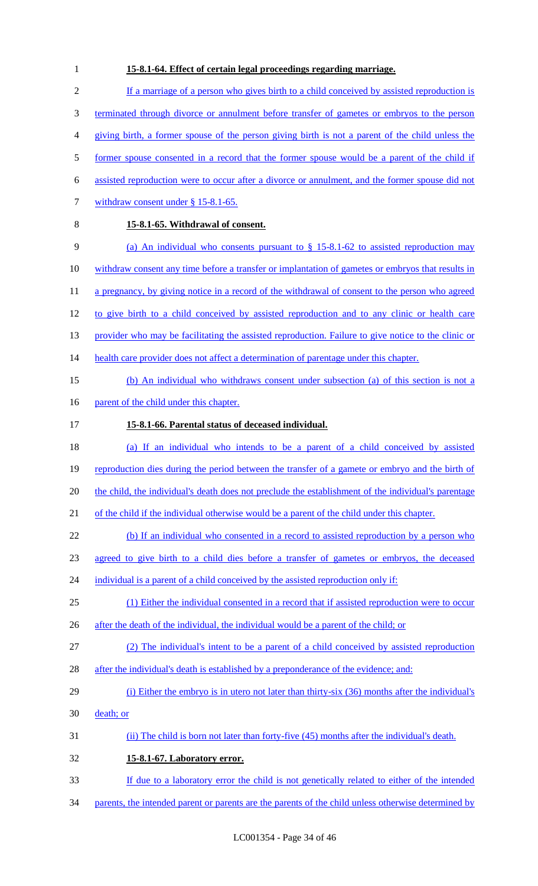**15-8.1-64. Effect of certain legal proceedings regarding marriage.**

If a marriage of a person who gives birth to a child conceived by assisted reproduction is terminated through divorce or annulment before transfer of gametes or embryos to the person giving birth, a former spouse of the person giving birth is not a parent of the child unless the former spouse consented in a record that the former spouse would be a parent of the child if assisted reproduction were to occur after a divorce or annulment, and the former spouse did not withdraw consent under § 15-8.1-65.

**15-8.1-65. Withdrawal of consent.**

(a) An individual who consents pursuant to § 15-8.1-62 to assisted reproduction may withdraw consent any time before a transfer or implantation of gametes or embryos that results in a pregnancy, by giving notice in a record of the withdrawal of consent to the person who agreed to give birth to a child conceived by assisted reproduction and to any clinic or health care provider who may be facilitating the assisted reproduction. Failure to give notice to the clinic or health care provider does not affect a determination of parentage under this chapter.

(b) An individual who withdraws consent under subsection (a) of this section is not a parent of the child under this chapter.

**15-8.1-66. Parental status of deceased individual.**

(a) If an individual who intends to be a parent of a child conceived by assisted reproduction dies during the period between the transfer of a gamete or embryo and the birth of the child, the individual's death does not preclude the establishment of the individual's parentage of the child if the individual otherwise would be a parent of the child under this chapter.

(b) If an individual who consented in a record to assisted reproduction by a person who agreed to give birth to a child dies before a transfer of gametes or embryos, the deceased individual is a parent of a child conceived by the assisted reproduction only if:

(1) Either the individual consented in a record that if assisted reproduction were to occur after the death of the individual, the individual would be a parent of the child; or

(2) The individual's intent to be a parent of a child conceived by assisted reproduction after the individual's death is established by a preponderance of the evidence; and:

(i) Either the embryo is in utero not later than thirty-six (36) months after the individual's death; or

(ii) The child is born not later than forty-five (45) months after the individual's death.

**15-8.1-67. Laboratory error.**

If due to a laboratory error the child is not genetically related to either of the intended parents, the intended parent or parents are the parents of the child unless otherwise determined by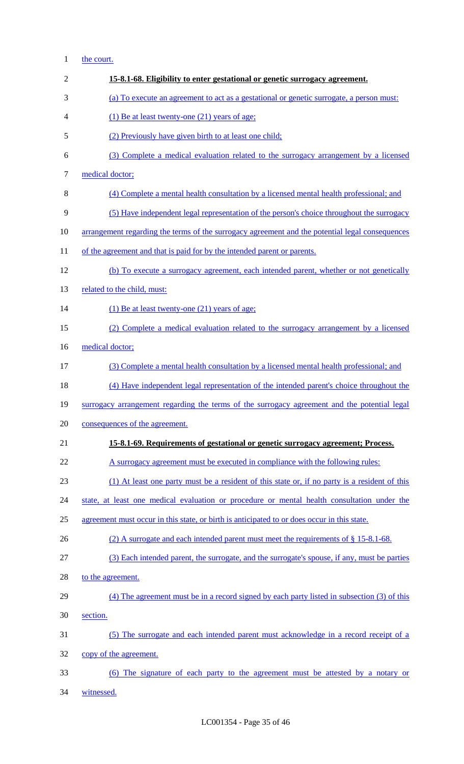the court.

**15-8.1-68. Eligibility to enter gestational or genetic surrogacy agreement.**

(a) To execute an agreement to act as a gestational or genetic surrogate, a person must:

(1) Be at least twenty-one (21) years of age;

(2) Previously have given birth to at least one child;

(3) Complete a medical evaluation related to the surrogacy arrangement by a licensed medical doctor;

(4) Complete a mental health consultation by a licensed mental health professional; and

(5) Have independent legal representation of the person's choice throughout the surrogacy arrangement regarding the terms of the surrogacy agreement and the potential legal consequences of the agreement and that is paid for by the intended parent or parents.

(b) To execute a surrogacy agreement, each intended parent, whether or not genetically related to the child, must:

(1) Be at least twenty-one (21) years of age;

(2) Complete a medical evaluation related to the surrogacy arrangement by a licensed medical doctor;

(3) Complete a mental health consultation by a licensed mental health professional; and

(4) Have independent legal representation of the intended parent's choice throughout the surrogacy arrangement regarding the terms of the surrogacy agreement and the potential legal consequences of the agreement.

**15-8.1-69. Requirements of gestational or genetic surrogacy agreement; Process.**

A surrogacy agreement must be executed in compliance with the following rules:

(1) At least one party must be a resident of this state or, if no party is a resident of this state, at least one medical evaluation or procedure or mental health consultation under the agreement must occur in this state, or birth is anticipated to or does occur in this state.

(2) A surrogate and each intended parent must meet the requirements of § 15-8.1-68.

(3) Each intended parent, the surrogate, and the surrogate's spouse, if any, must be parties to the agreement.

(4) The agreement must be in a record signed by each party listed in subsection (3) of this section.

(5) The surrogate and each intended parent must acknowledge in a record receipt of a copy of the agreement.

(6) The signature of each party to the agreement must be attested by a notary or witnessed.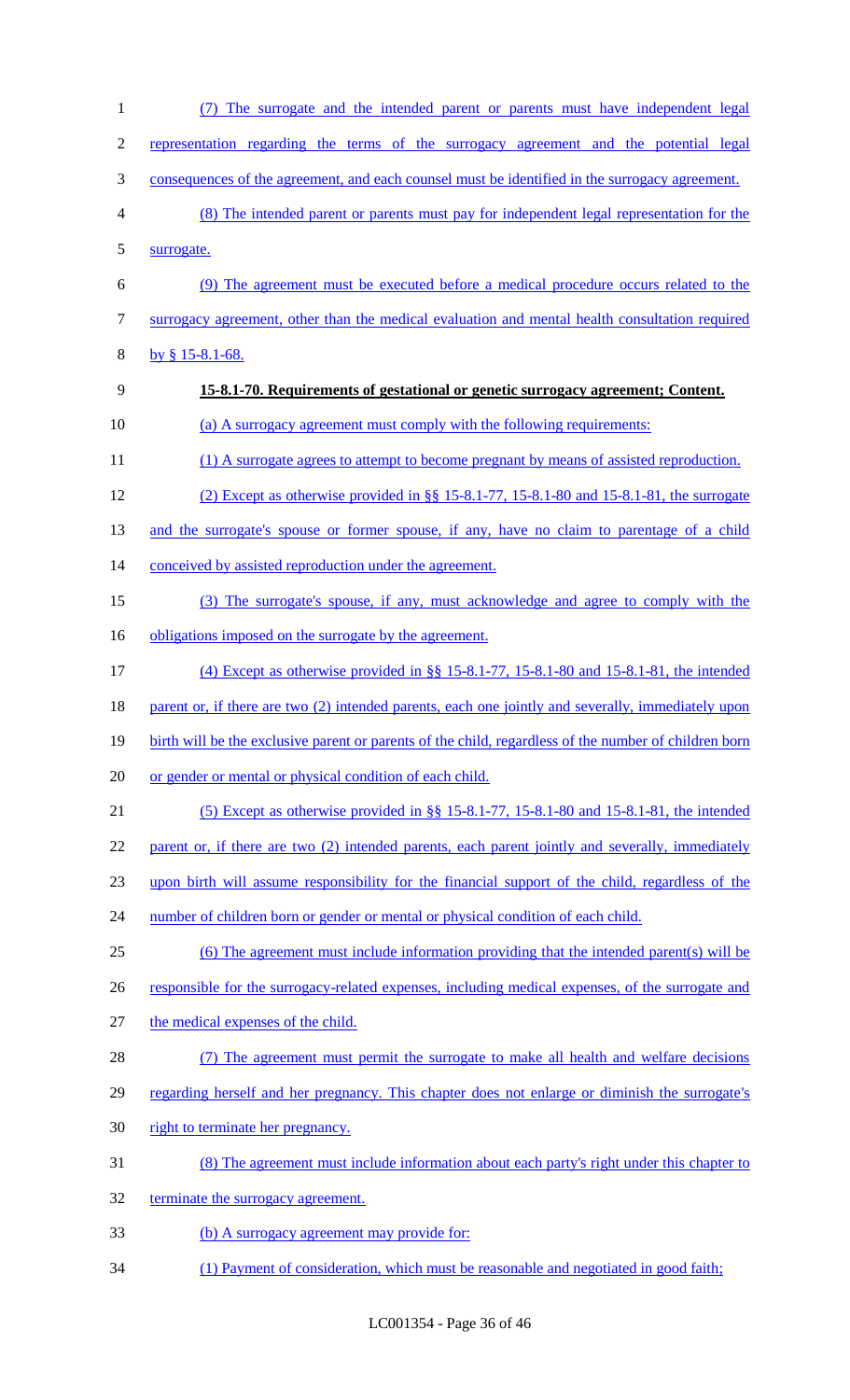(7) The surrogate and the intended parent or parents must have independent legal representation regarding the terms of the surrogacy agreement and the potential legal consequences of the agreement, and each counsel must be identified in the surrogacy agreement.

(8) The intended parent or parents must pay for independent legal representation for the surrogate.

(9) The agreement must be executed before a medical procedure occurs related to the surrogacy agreement, other than the medical evaluation and mental health consultation required by § 15-8.1-68.

**15-8.1-70. Requirements of gestational or genetic surrogacy agreement; Content.**

(a) A surrogacy agreement must comply with the following requirements:

(1) A surrogate agrees to attempt to become pregnant by means of assisted reproduction.

(2) Except as otherwise provided in §§ 15-8.1-77, 15-8.1-80 and 15-8.1-81, the surrogate and the surrogate's spouse or former spouse, if any, have no claim to parentage of a child conceived by assisted reproduction under the agreement.

(3) The surrogate's spouse, if any, must acknowledge and agree to comply with the obligations imposed on the surrogate by the agreement.

(4) Except as otherwise provided in §§ 15-8.1-77, 15-8.1-80 and 15-8.1-81, the intended parent or, if there are two (2) intended parents, each one jointly and severally, immediately upon birth will be the exclusive parent or parents of the child, regardless of the number of children born or gender or mental or physical condition of each child.

(5) Except as otherwise provided in §§ 15-8.1-77, 15-8.1-80 and 15-8.1-81, the intended parent or, if there are two (2) intended parents, each parent jointly and severally, immediately upon birth will assume responsibility for the financial support of the child, regardless of the number of children born or gender or mental or physical condition of each child.

(6) The agreement must include information providing that the intended parent(s) will be responsible for the surrogacy-related expenses, including medical expenses, of the surrogate and the medical expenses of the child.

(7) The agreement must permit the surrogate to make all health and welfare decisions regarding herself and her pregnancy. This chapter does not enlarge or diminish the surrogate's right to terminate her pregnancy.

(8) The agreement must include information about each party's right under this chapter to terminate the surrogacy agreement.

(b) A surrogacy agreement may provide for:

(1) Payment of consideration, which must be reasonable and negotiated in good faith;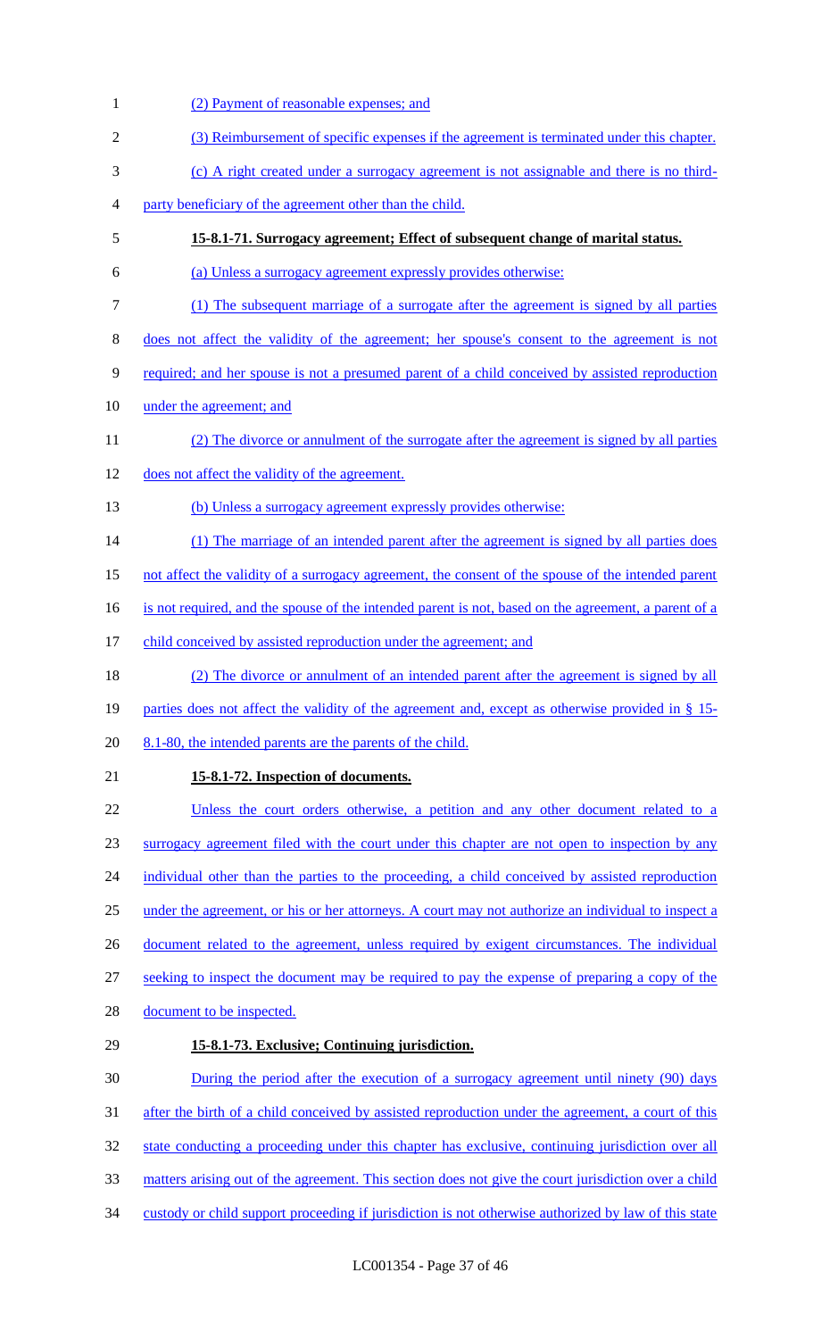(2) Payment of reasonable expenses; and

(3) Reimbursement of specific expenses if the agreement is terminated under this chapter.

(c) A right created under a surrogacy agreement is not assignable and there is no third-party beneficiary of the agreement other than the child.

**15-8.1-71. Surrogacy agreement; Effect of subsequent change of marital status.**

(a) Unless a surrogacy agreement expressly provides otherwise:

(1) The subsequent marriage of a surrogate after the agreement is signed by all parties does not affect the validity of the agreement; her spouse's consent to the agreement is not required; and her spouse is not a presumed parent of a child conceived by assisted reproduction under the agreement; and

(2) The divorce or annulment of the surrogate after the agreement is signed by all parties does not affect the validity of the agreement.

(b) Unless a surrogacy agreement expressly provides otherwise:

(1) The marriage of an intended parent after the agreement is signed by all parties does not affect the validity of a surrogacy agreement, the consent of the spouse of the intended parent is not required, and the spouse of the intended parent is not, based on the agreement, a parent of a child conceived by assisted reproduction under the agreement; and

(2) The divorce or annulment of an intended parent after the agreement is signed by all parties does not affect the validity of the agreement and, except as otherwise provided in § 15-8.1-80, the intended parents are the parents of the child.

**15-8.1-72. Inspection of documents.**

Unless the court orders otherwise, a petition and any other document related to a surrogacy agreement filed with the court under this chapter are not open to inspection by any individual other than the parties to the proceeding, a child conceived by assisted reproduction under the agreement, or his or her attorneys. A court may not authorize an individual to inspect a document related to the agreement, unless required by exigent circumstances. The individual seeking to inspect the document may be required to pay the expense of preparing a copy of the document to be inspected.

**15-8.1-73. Exclusive; Continuing jurisdiction.**

During the period after the execution of a surrogacy agreement until ninety (90) days after the birth of a child conceived by assisted reproduction under the agreement, a court of this state conducting a proceeding under this chapter has exclusive, continuing jurisdiction over all matters arising out of the agreement. This section does not give the court jurisdiction over a child custody or child support proceeding if jurisdiction is not otherwise authorized by law of this state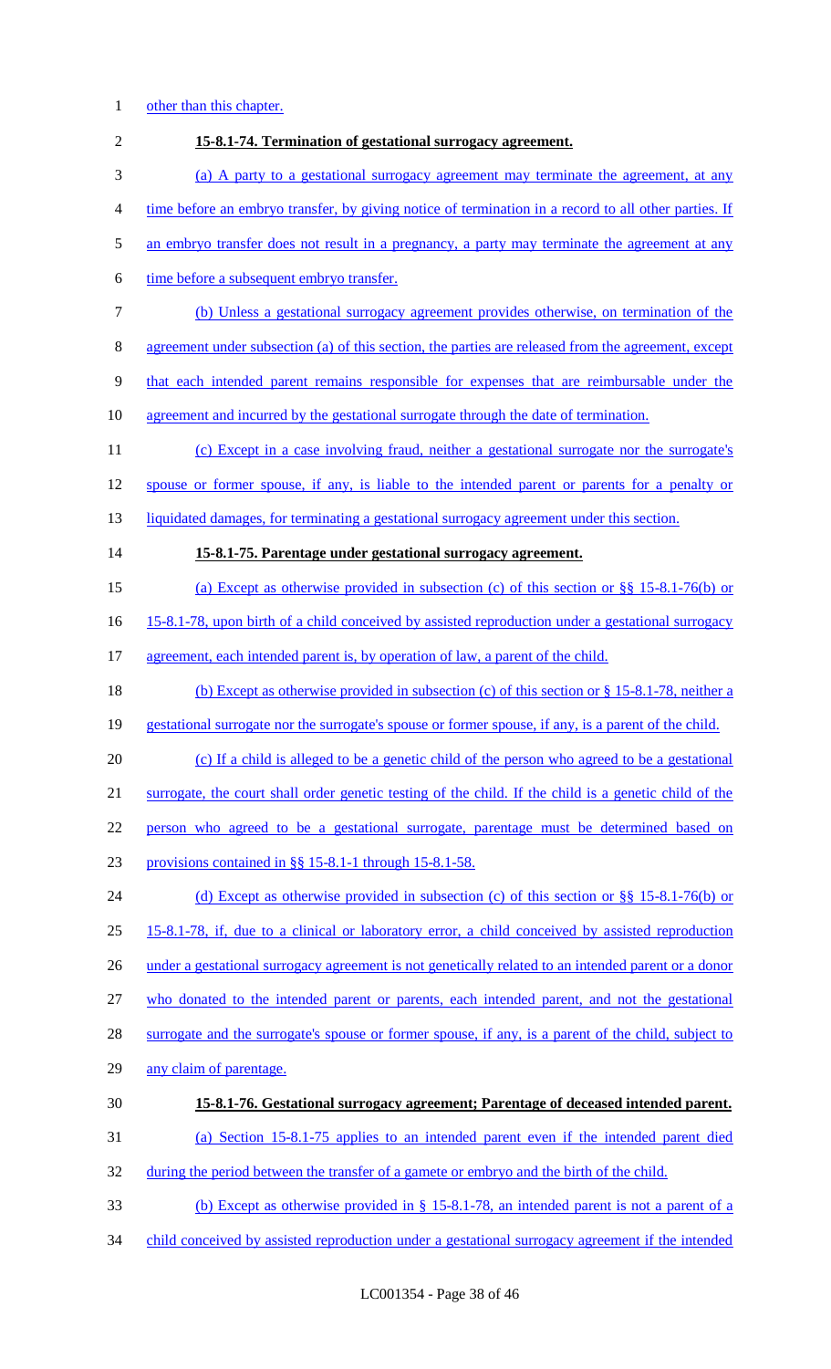other than this chapter.

**15-8.1-74. Termination of gestational surrogacy agreement.**

(a) A party to a gestational surrogacy agreement may terminate the agreement, at any time before an embryo transfer, by giving notice of termination in a record to all other parties. If an embryo transfer does not result in a pregnancy, a party may terminate the agreement at any time before a subsequent embryo transfer.

(b) Unless a gestational surrogacy agreement provides otherwise, on termination of the agreement under subsection (a) of this section, the parties are released from the agreement, except that each intended parent remains responsible for expenses that are reimbursable under the agreement and incurred by the gestational surrogate through the date of termination.

(c) Except in a case involving fraud, neither a gestational surrogate nor the surrogate's spouse or former spouse, if any, is liable to the intended parent or parents for a penalty or liquidated damages, for terminating a gestational surrogacy agreement under this section.

**15-8.1-75. Parentage under gestational surrogacy agreement.**

(a) Except as otherwise provided in subsection (c) of this section or §§ 15-8.1-76(b) or 15-8.1-78, upon birth of a child conceived by assisted reproduction under a gestational surrogacy agreement, each intended parent is, by operation of law, a parent of the child.

(b) Except as otherwise provided in subsection (c) of this section or § 15-8.1-78, neither a gestational surrogate nor the surrogate's spouse or former spouse, if any, is a parent of the child.

(c) If a child is alleged to be a genetic child of the person who agreed to be a gestational surrogate, the court shall order genetic testing of the child. If the child is a genetic child of the person who agreed to be a gestational surrogate, parentage must be determined based on provisions contained in §§ 15-8.1-1 through 15-8.1-58.

(d) Except as otherwise provided in subsection (c) of this section or §§ 15-8.1-76(b) or 15-8.1-78, if, due to a clinical or laboratory error, a child conceived by assisted reproduction under a gestational surrogacy agreement is not genetically related to an intended parent or a donor who donated to the intended parent or parents, each intended parent, and not the gestational surrogate and the surrogate's spouse or former spouse, if any, is a parent of the child, subject to any claim of parentage.

**15-8.1-76. Gestational surrogacy agreement; Parentage of deceased intended parent.**

(a) Section 15-8.1-75 applies to an intended parent even if the intended parent died during the period between the transfer of a gamete or embryo and the birth of the child.

(b) Except as otherwise provided in § 15-8.1-78, an intended parent is not a parent of a child conceived by assisted reproduction under a gestational surrogacy agreement if the intended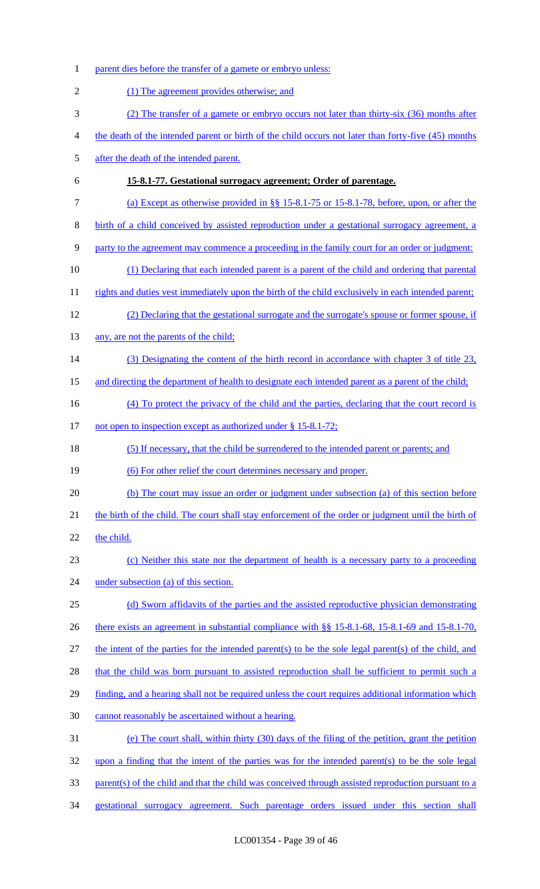parent dies before the transfer of a gamete or embryo unless:

(1) The agreement provides otherwise; and

(2) The transfer of a gamete or embryo occurs not later than thirty-six (36) months after the death of the intended parent or birth of the child occurs not later than forty-five (45) months after the death of the intended parent.

**15-8.1-77. Gestational surrogacy agreement; Order of parentage.**

(a) Except as otherwise provided in §§ 15-8.1-75 or 15-8.1-78, before, upon, or after the birth of a child conceived by assisted reproduction under a gestational surrogacy agreement, a party to the agreement may commence a proceeding in the family court for an order or judgment:

(1) Declaring that each intended parent is a parent of the child and ordering that parental rights and duties vest immediately upon the birth of the child exclusively in each intended parent;

(2) Declaring that the gestational surrogate and the surrogate's spouse or former spouse, if any, are not the parents of the child;

(3) Designating the content of the birth record in accordance with chapter 3 of title 23, and directing the department of health to designate each intended parent as a parent of the child;

(4) To protect the privacy of the child and the parties, declaring that the court record is not open to inspection except as authorized under § 15-8.1-72;

(5) If necessary, that the child be surrendered to the intended parent or parents; and

(6) For other relief the court determines necessary and proper.

(b) The court may issue an order or judgment under subsection (a) of this section before the birth of the child. The court shall stay enforcement of the order or judgment until the birth of the child.

(c) Neither this state nor the department of health is a necessary party to a proceeding under subsection (a) of this section.

(d) Sworn affidavits of the parties and the assisted reproductive physician demonstrating there exists an agreement in substantial compliance with §§ 15-8.1-68, 15-8.1-69 and 15-8.1-70, the intent of the parties for the intended parent(s) to be the sole legal parent(s) of the child, and that the child was born pursuant to assisted reproduction shall be sufficient to permit such a finding, and a hearing shall not be required unless the court requires additional information which cannot reasonably be ascertained without a hearing.

(e) The court shall, within thirty (30) days of the filing of the petition, grant the petition upon a finding that the intent of the parties was for the intended parent(s) to be the sole legal parent(s) of the child and that the child was conceived through assisted reproduction pursuant to a gestational surrogacy agreement. Such parentage orders issued under this section shall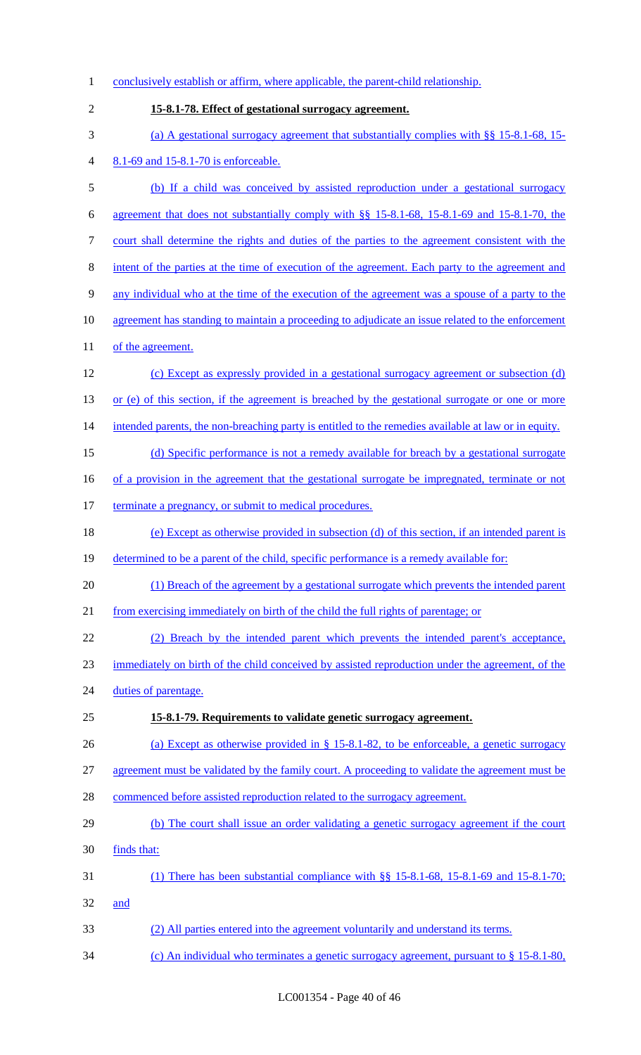conclusively establish or affirm, where applicable, the parent-child relationship.

**15-8.1-78. Effect of gestational surrogacy agreement.**

(a) A gestational surrogacy agreement that substantially complies with §§ 15-8.1-68, 15-8.1-69 and 15-8.1-70 is enforceable.

(b) If a child was conceived by assisted reproduction under a gestational surrogacy agreement that does not substantially comply with §§ 15-8.1-68, 15-8.1-69 and 15-8.1-70, the court shall determine the rights and duties of the parties to the agreement consistent with the intent of the parties at the time of execution of the agreement. Each party to the agreement and any individual who at the time of the execution of the agreement was a spouse of a party to the agreement has standing to maintain a proceeding to adjudicate an issue related to the enforcement of the agreement.

(c) Except as expressly provided in a gestational surrogacy agreement or subsection (d) or (e) of this section, if the agreement is breached by the gestational surrogate or one or more intended parents, the non-breaching party is entitled to the remedies available at law or in equity.

(d) Specific performance is not a remedy available for breach by a gestational surrogate of a provision in the agreement that the gestational surrogate be impregnated, terminate or not terminate a pregnancy, or submit to medical procedures.

(e) Except as otherwise provided in subsection (d) of this section, if an intended parent is determined to be a parent of the child, specific performance is a remedy available for:

(1) Breach of the agreement by a gestational surrogate which prevents the intended parent from exercising immediately on birth of the child the full rights of parentage; or

(2) Breach by the intended parent which prevents the intended parent's acceptance, immediately on birth of the child conceived by assisted reproduction under the agreement, of the duties of parentage.

**15-8.1-79. Requirements to validate genetic surrogacy agreement.**

(a) Except as otherwise provided in § 15-8.1-82, to be enforceable, a genetic surrogacy agreement must be validated by the family court. A proceeding to validate the agreement must be commenced before assisted reproduction related to the surrogacy agreement.

(b) The court shall issue an order validating a genetic surrogacy agreement if the court finds that:

(1) There has been substantial compliance with §§ 15-8.1-68, 15-8.1-69 and 15-8.1-70; and

(2) All parties entered into the agreement voluntarily and understand its terms.

(c) An individual who terminates a genetic surrogacy agreement, pursuant to § 15-8.1-80,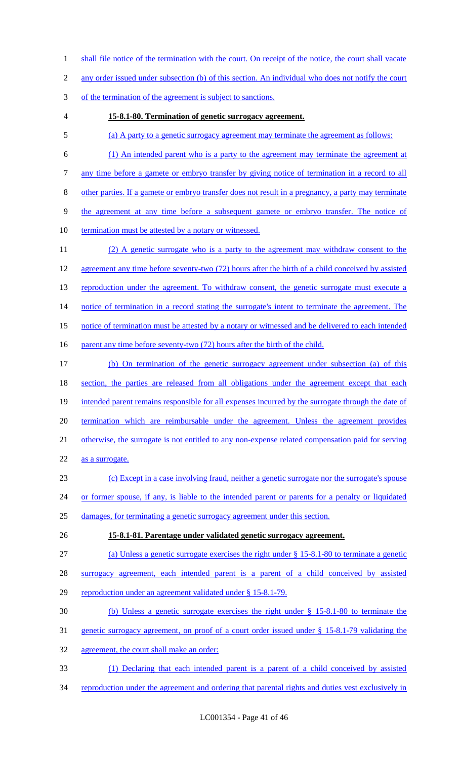shall file notice of the termination with the court. On receipt of the notice, the court shall vacate any order issued under subsection (b) of this section. An individual who does not notify the court of the termination of the agreement is subject to sanctions.

**15-8.1-80. Termination of genetic surrogacy agreement.**

(a) A party to a genetic surrogacy agreement may terminate the agreement as follows:

(1) An intended parent who is a party to the agreement may terminate the agreement at any time before a gamete or embryo transfer by giving notice of termination in a record to all other parties. If a gamete or embryo transfer does not result in a pregnancy, a party may terminate the agreement at any time before a subsequent gamete or embryo transfer. The notice of termination must be attested by a notary or witnessed.

(2) A genetic surrogate who is a party to the agreement may withdraw consent to the agreement any time before seventy-two (72) hours after the birth of a child conceived by assisted reproduction under the agreement. To withdraw consent, the genetic surrogate must execute a notice of termination in a record stating the surrogate's intent to terminate the agreement. The notice of termination must be attested by a notary or witnessed and be delivered to each intended parent any time before seventy-two (72) hours after the birth of the child.

(b) On termination of the genetic surrogacy agreement under subsection (a) of this section, the parties are released from all obligations under the agreement except that each intended parent remains responsible for all expenses incurred by the surrogate through the date of termination which are reimbursable under the agreement. Unless the agreement provides otherwise, the surrogate is not entitled to any non-expense related compensation paid for serving as a surrogate.

(c) Except in a case involving fraud, neither a genetic surrogate nor the surrogate's spouse or former spouse, if any, is liable to the intended parent or parents for a penalty or liquidated damages, for terminating a genetic surrogacy agreement under this section.

**15-8.1-81. Parentage under validated genetic surrogacy agreement.**

(a) Unless a genetic surrogate exercises the right under § 15-8.1-80 to terminate a genetic surrogacy agreement, each intended parent is a parent of a child conceived by assisted reproduction under an agreement validated under § 15-8.1-79.

(b) Unless a genetic surrogate exercises the right under § 15-8.1-80 to terminate the genetic surrogacy agreement, on proof of a court order issued under § 15-8.1-79 validating the agreement, the court shall make an order:

(1) Declaring that each intended parent is a parent of a child conceived by assisted reproduction under the agreement and ordering that parental rights and duties vest exclusively in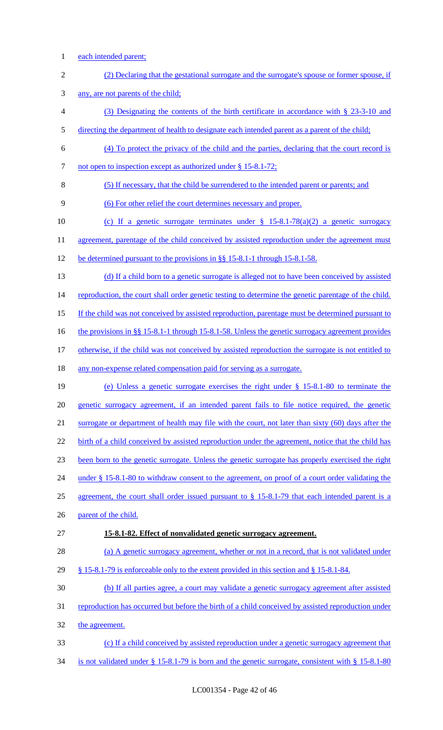each intended parent;

(2) Declaring that the gestational surrogate and the surrogate's spouse or former spouse, if any, are not parents of the child;

(3) Designating the contents of the birth certificate in accordance with § 23-3-10 and directing the department of health to designate each intended parent as a parent of the child;

(4) To protect the privacy of the child and the parties, declaring that the court record is not open to inspection except as authorized under § 15-8.1-72;

(5) If necessary, that the child be surrendered to the intended parent or parents; and

(6) For other relief the court determines necessary and proper.

(c) If a genetic surrogate terminates under § 15-8.1-78(a)(2) a genetic surrogacy agreement, parentage of the child conceived by assisted reproduction under the agreement must be determined pursuant to the provisions in §§ 15-8.1-1 through 15-8.1-58.

(d) If a child born to a genetic surrogate is alleged not to have been conceived by assisted reproduction, the court shall order genetic testing to determine the genetic parentage of the child. If the child was not conceived by assisted reproduction, parentage must be determined pursuant to the provisions in §§ 15-8.1-1 through 15-8.1-58. Unless the genetic surrogacy agreement provides otherwise, if the child was not conceived by assisted reproduction the surrogate is not entitled to any non-expense related compensation paid for serving as a surrogate.

(e) Unless a genetic surrogate exercises the right under § 15-8.1-80 to terminate the genetic surrogacy agreement, if an intended parent fails to file notice required, the genetic surrogate or department of health may file with the court, not later than sixty (60) days after the birth of a child conceived by assisted reproduction under the agreement, notice that the child has been born to the genetic surrogate. Unless the genetic surrogate has properly exercised the right under § 15-8.1-80 to withdraw consent to the agreement, on proof of a court order validating the agreement, the court shall order issued pursuant to § 15-8.1-79 that each intended parent is a parent of the child.

**15-8.1-82. Effect of nonvalidated genetic surrogacy agreement.**

(a) A genetic surrogacy agreement, whether or not in a record, that is not validated under § 15-8.1-79 is enforceable only to the extent provided in this section and § 15-8.1-84.

(b) If all parties agree, a court may validate a genetic surrogacy agreement after assisted reproduction has occurred but before the birth of a child conceived by assisted reproduction under the agreement.

(c) If a child conceived by assisted reproduction under a genetic surrogacy agreement that is not validated under § 15-8.1-79 is born and the genetic surrogate, consistent with § 15-8.1-80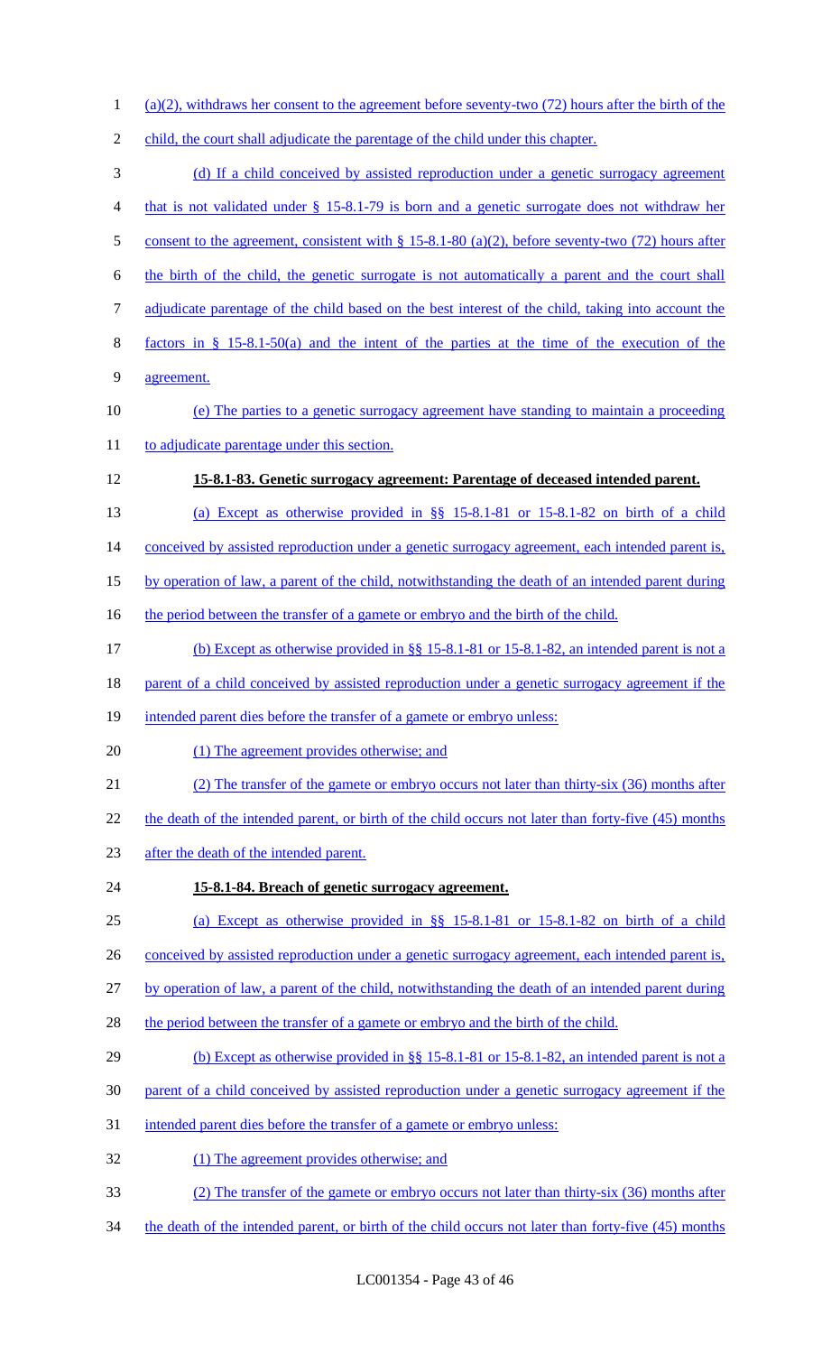(a)(2), withdraws her consent to the agreement before seventy-two (72) hours after the birth of the child, the court shall adjudicate the parentage of the child under this chapter.

(d) If a child conceived by assisted reproduction under a genetic surrogacy agreement that is not validated under § 15-8.1-79 is born and a genetic surrogate does not withdraw her consent to the agreement, consistent with § 15-8.1-80 (a)(2), before seventy-two (72) hours after the birth of the child, the genetic surrogate is not automatically a parent and the court shall adjudicate parentage of the child based on the best interest of the child, taking into account the factors in § 15-8.1-50(a) and the intent of the parties at the time of the execution of the agreement.

(e) The parties to a genetic surrogacy agreement have standing to maintain a proceeding to adjudicate parentage under this section.

**15-8.1-83. Genetic surrogacy agreement: Parentage of deceased intended parent.**

(a) Except as otherwise provided in §§ 15-8.1-81 or 15-8.1-82 on birth of a child conceived by assisted reproduction under a genetic surrogacy agreement, each intended parent is, by operation of law, a parent of the child, notwithstanding the death of an intended parent during the period between the transfer of a gamete or embryo and the birth of the child.

(b) Except as otherwise provided in §§ 15-8.1-81 or 15-8.1-82, an intended parent is not a parent of a child conceived by assisted reproduction under a genetic surrogacy agreement if the intended parent dies before the transfer of a gamete or embryo unless:

(1) The agreement provides otherwise; and

(2) The transfer of the gamete or embryo occurs not later than thirty-six (36) months after the death of the intended parent, or birth of the child occurs not later than forty-five (45) months after the death of the intended parent.

**15-8.1-84. Breach of genetic surrogacy agreement.**

(a) Except as otherwise provided in §§ 15-8.1-81 or 15-8.1-82 on birth of a child conceived by assisted reproduction under a genetic surrogacy agreement, each intended parent is, by operation of law, a parent of the child, notwithstanding the death of an intended parent during the period between the transfer of a gamete or embryo and the birth of the child.

(b) Except as otherwise provided in §§ 15-8.1-81 or 15-8.1-82, an intended parent is not a parent of a child conceived by assisted reproduction under a genetic surrogacy agreement if the intended parent dies before the transfer of a gamete or embryo unless:

(1) The agreement provides otherwise; and

(2) The transfer of the gamete or embryo occurs not later than thirty-six (36) months after the death of the intended parent, or birth of the child occurs not later than forty-five (45) months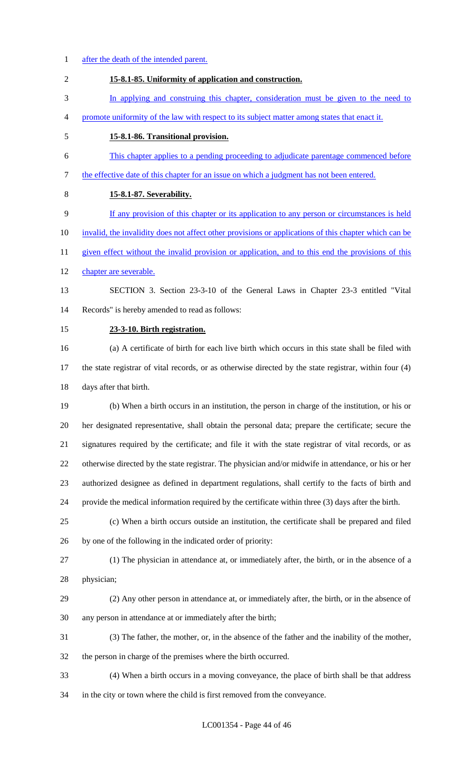after the death of the intended parent.

**15-8.1-85. Uniformity of application and construction.**

In applying and construing this chapter, consideration must be given to the need to promote uniformity of the law with respect to its subject matter among states that enact it.

**15-8.1-86. Transitional provision.**

This chapter applies to a pending proceeding to adjudicate parentage commenced before the effective date of this chapter for an issue on which a judgment has not been entered.

**15-8.1-87. Severability.**

If any provision of this chapter or its application to any person or circumstances is held invalid, the invalidity does not affect other provisions or applications of this chapter which can be given effect without the invalid provision or application, and to this end the provisions of this chapter are severable.

SECTION 3. Section 23-3-10 of the General Laws in Chapter 23-3 entitled "Vital Records" is hereby amended to read as follows:

**23-3-10. Birth registration.**

(a) A certificate of birth for each live birth which occurs in this state shall be filed with the state registrar of vital records, or as otherwise directed by the state registrar, within four (4) days after that birth.

(b) When a birth occurs in an institution, the person in charge of the institution, or his or her designated representative, shall obtain the personal data; prepare the certificate; secure the signatures required by the certificate; and file it with the state registrar of vital records, or as otherwise directed by the state registrar. The physician and/or midwife in attendance, or his or her authorized designee as defined in department regulations, shall certify to the facts of birth and provide the medical information required by the certificate within three (3) days after the birth.

(c) When a birth occurs outside an institution, the certificate shall be prepared and filed by one of the following in the indicated order of priority:

(1) The physician in attendance at, or immediately after, the birth, or in the absence of a physician;

(2) Any other person in attendance at, or immediately after, the birth, or in the absence of any person in attendance at or immediately after the birth;

(3) The father, the mother, or, in the absence of the father and the inability of the mother, the person in charge of the premises where the birth occurred.

(4) When a birth occurs in a moving conveyance, the place of birth shall be that address in the city or town where the child is first removed from the conveyance.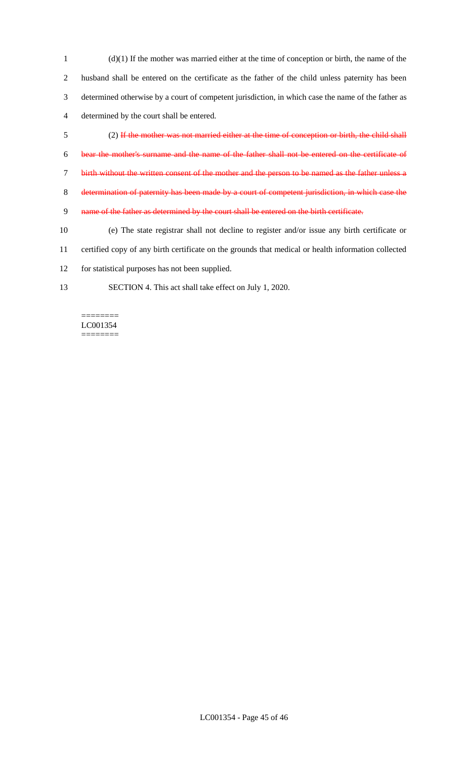(d)(1) If the mother was married either at the time of conception or birth, the name of the husband shall be entered on the certificate as the father of the child unless paternity has been determined otherwise by a court of competent jurisdiction, in which case the name of the father as determined by the court shall be entered.

(2) ~~If the mother was not married either at the time of conception or birth, the child shall bear the mother's surname and the name of the father shall not be entered on the certificate of birth without the written consent of the mother and the person to be named as the father unless a determination of paternity has been made by a court of competent jurisdiction, in which case the name of the father as determined by the court shall be entered on the birth certificate.~~

(e) The state registrar shall not decline to register and/or issue any birth certificate or certified copy of any birth certificate on the grounds that medical or health information collected for statistical purposes has not been supplied.

SECTION 4. This act shall take effect on July 1, 2020.

========
LC001354
========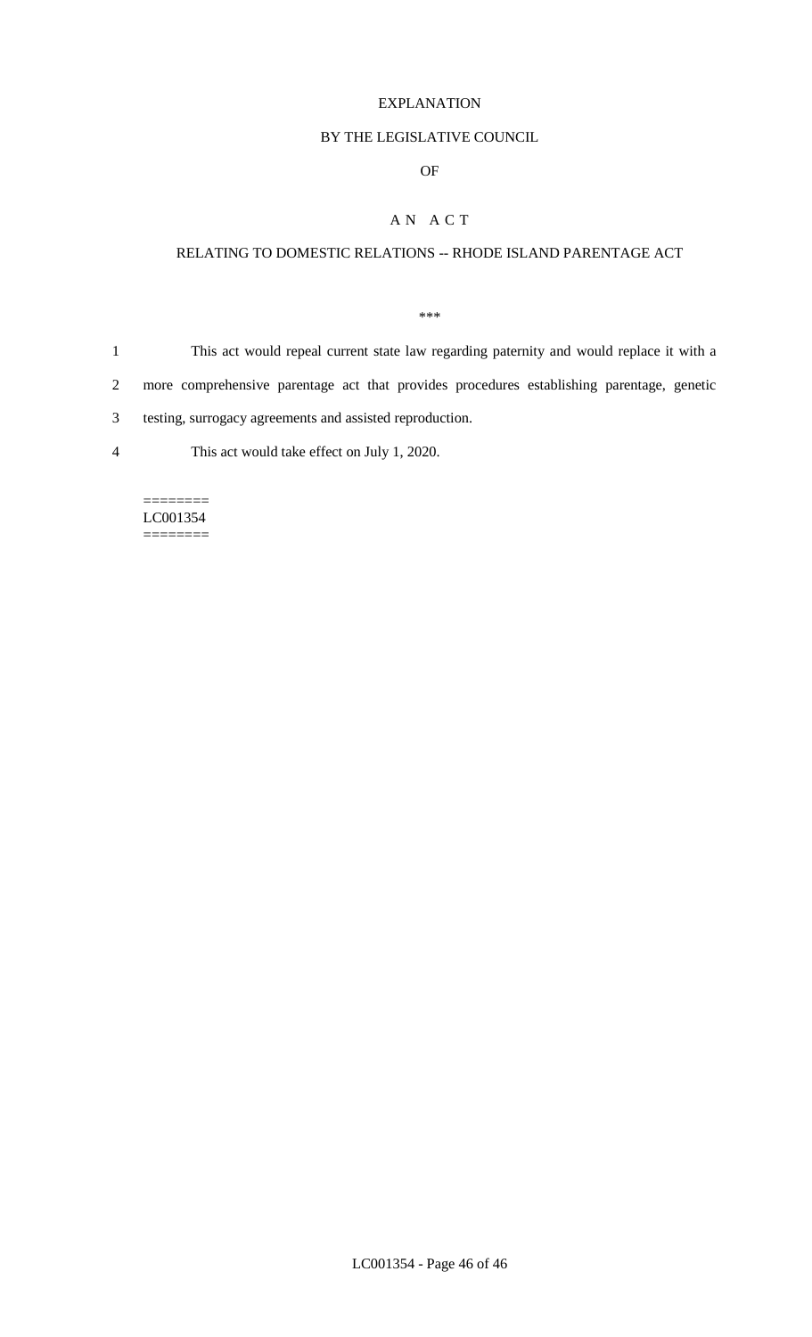EXPLANATION

BY THE LEGISLATIVE COUNCIL

OF

A N A C T

RELATING TO DOMESTIC RELATIONS -- RHODE ISLAND PARENTAGE ACT

\*\*\*

1 This act would repeal current state law regarding paternity and would replace it with a
2 more comprehensive parentage act that provides procedures establishing parentage, genetic
3 testing, surrogacy agreements and assisted reproduction.

4 This act would take effect on July 1, 2020.

========
LC001354
========